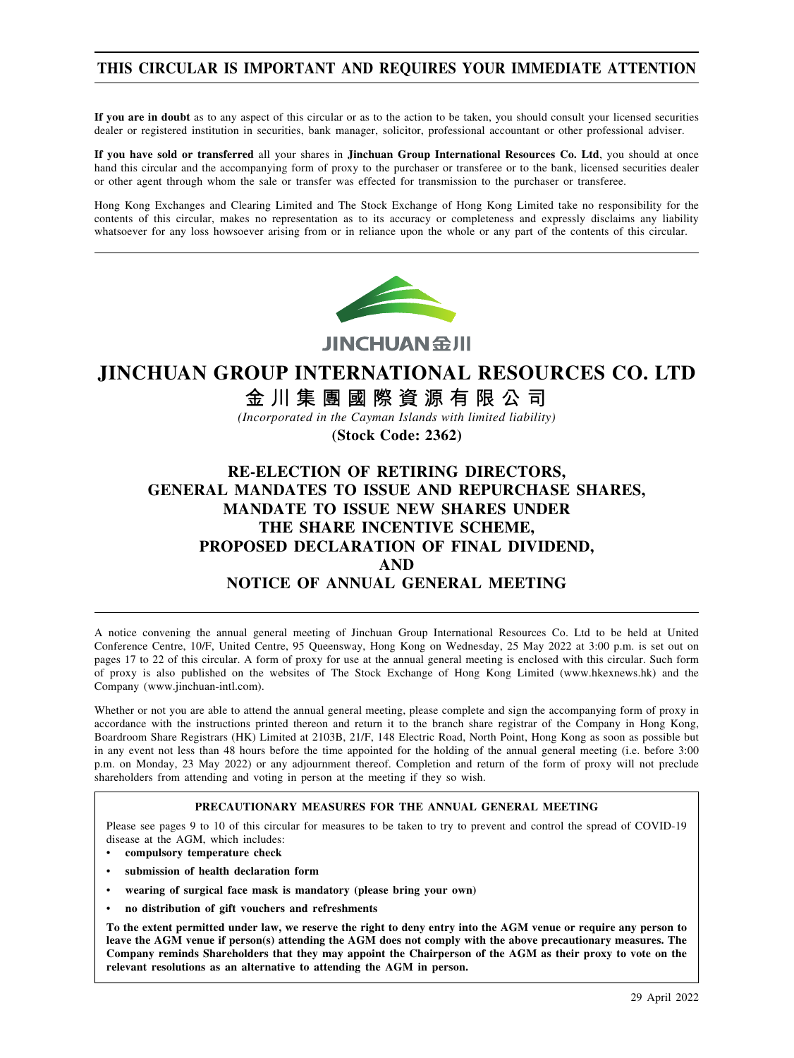**THIS CIRCULAR IS IMPORTANT AND REQUIRES YOUR IMMEDIATE ATTENTION**

**If you are in doubt** as to any aspect of this circular or as to the action to be taken, you should consult your licensed securities dealer or registered institution in securities, bank manager, solicitor, professional accountant or other professional adviser.

**If you have sold or transferred** all your shares in **Jinchuan Group International Resources Co. Ltd**, you should at once hand this circular and the accompanying form of proxy to the purchaser or transferee or to the bank, licensed securities dealer or other agent through whom the sale or transfer was effected for transmission to the purchaser or transferee.

Hong Kong Exchanges and Clearing Limited and The Stock Exchange of Hong Kong Limited take no responsibility for the contents of this circular, makes no representation as to its accuracy or completeness and expressly disclaims any liability whatsoever for any loss howsoever arising from or in reliance upon the whole or any part of the contents of this circular.

JINCHUAN金川

# JINCHUAN GROUP INTERNATIONAL RESOURCES CO. LTD

# 金川集團國際資源有限公司

*(Incorporated in the Cayman Islands with limited liability)*

**(Stock Code: 2362)**

## RE-ELECTION OF RETIRING DIRECTORS, GENERAL MANDATES TO ISSUE AND REPURCHASE SHARES, MANDATE TO ISSUE NEW SHARES UNDER THE SHARE INCENTIVE SCHEME, PROPOSED DECLARATION OF FINAL DIVIDEND, AND NOTICE OF ANNUAL GENERAL MEETING

A notice convening the annual general meeting of Jinchuan Group International Resources Co. Ltd to be held at United Conference Centre, 10/F, United Centre, 95 Queensway, Hong Kong on Wednesday, 25 May 2022 at 3:00 p.m. is set out on pages 17 to 22 of this circular. A form of proxy for use at the annual general meeting is enclosed with this circular. Such form of proxy is also published on the websites of The Stock Exchange of Hong Kong Limited (www.hkexnews.hk) and the Company (www.jinchuan-intl.com).

Whether or not you are able to attend the annual general meeting, please complete and sign the accompanying form of proxy in accordance with the instructions printed thereon and return it to the branch share registrar of the Company in Hong Kong, Boardroom Share Registrars (HK) Limited at 2103B, 21/F, 148 Electric Road, North Point, Hong Kong as soon as possible but in any event not less than 48 hours before the time appointed for the holding of the annual general meeting (i.e. before 3:00 p.m. on Monday, 23 May 2022) or any adjournment thereof. Completion and return of the form of proxy will not preclude shareholders from attending and voting in person at the meeting if they so wish.

**PRECAUTIONARY MEASURES FOR THE ANNUAL GENERAL MEETING**

Please see pages 9 to 10 of this circular for measures to be taken to try to prevent and control the spread of COVID-19 disease at the AGM, which includes:

- **compulsory temperature check**
- **submission of health declaration form**
- **wearing of surgical face mask is mandatory (please bring your own)**
- **no distribution of gift vouchers and refreshments**

**To the extent permitted under law, we reserve the right to deny entry into the AGM venue or require any person to leave the AGM venue if person(s) attending the AGM does not comply with the above precautionary measures. The Company reminds Shareholders that they may appoint the Chairperson of the AGM as their proxy to vote on the relevant resolutions as an alternative to attending the AGM in person.**

29 April 2022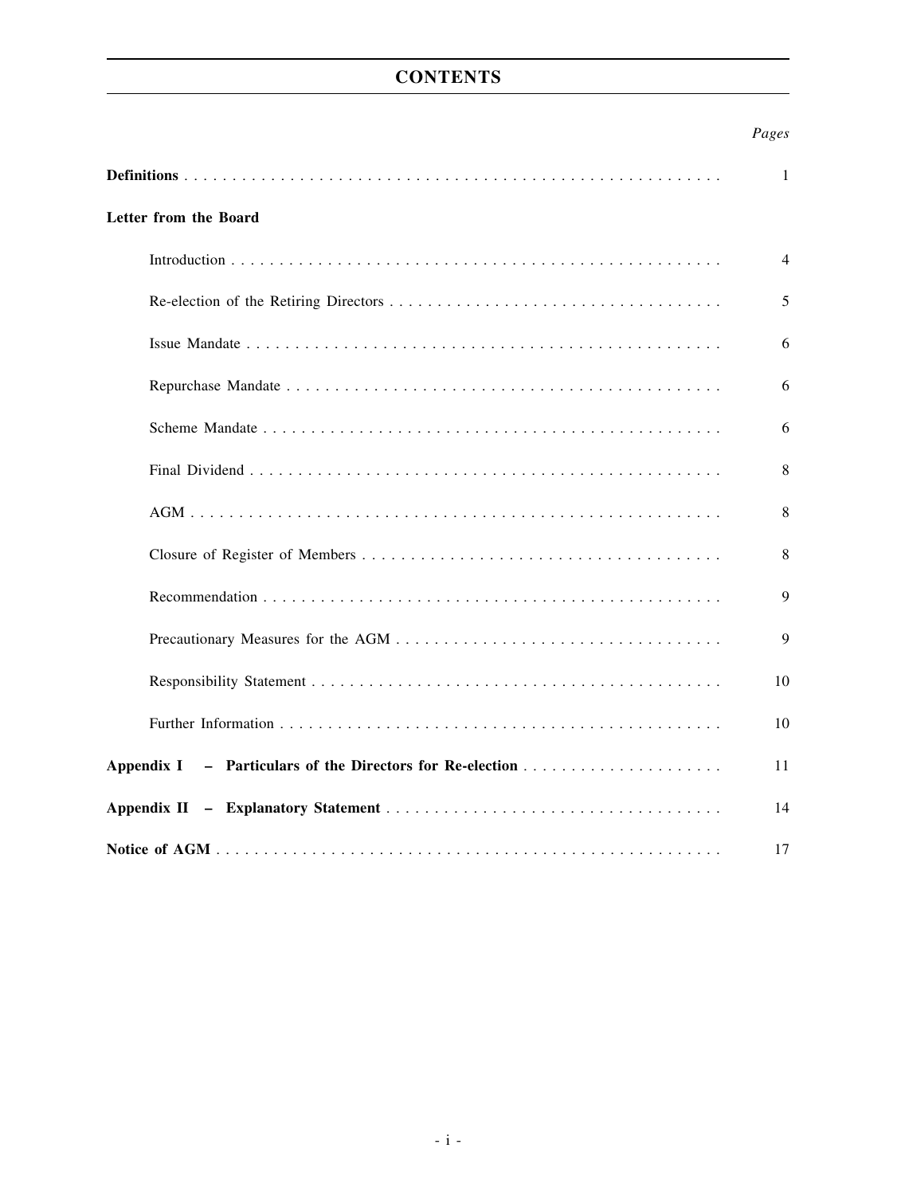# CONTENTS

| | Pages |
|---|---|
| **Definitions** | 1 |
| **Letter from the Board** | |
| Introduction | 4 |
| Re-election of the Retiring Directors | 5 |
| Issue Mandate | 6 |
| Repurchase Mandate | 6 |
| Scheme Mandate | 6 |
| Final Dividend | 8 |
| AGM | 8 |
| Closure of Register of Members | 8 |
| Recommendation | 9 |
| Precautionary Measures for the AGM | 9 |
| Responsibility Statement | 10 |
| Further Information | 10 |
| **Appendix I – Particulars of the Directors for Re-election** | 11 |
| **Appendix II – Explanatory Statement** | 14 |
| **Notice of AGM** | 17 |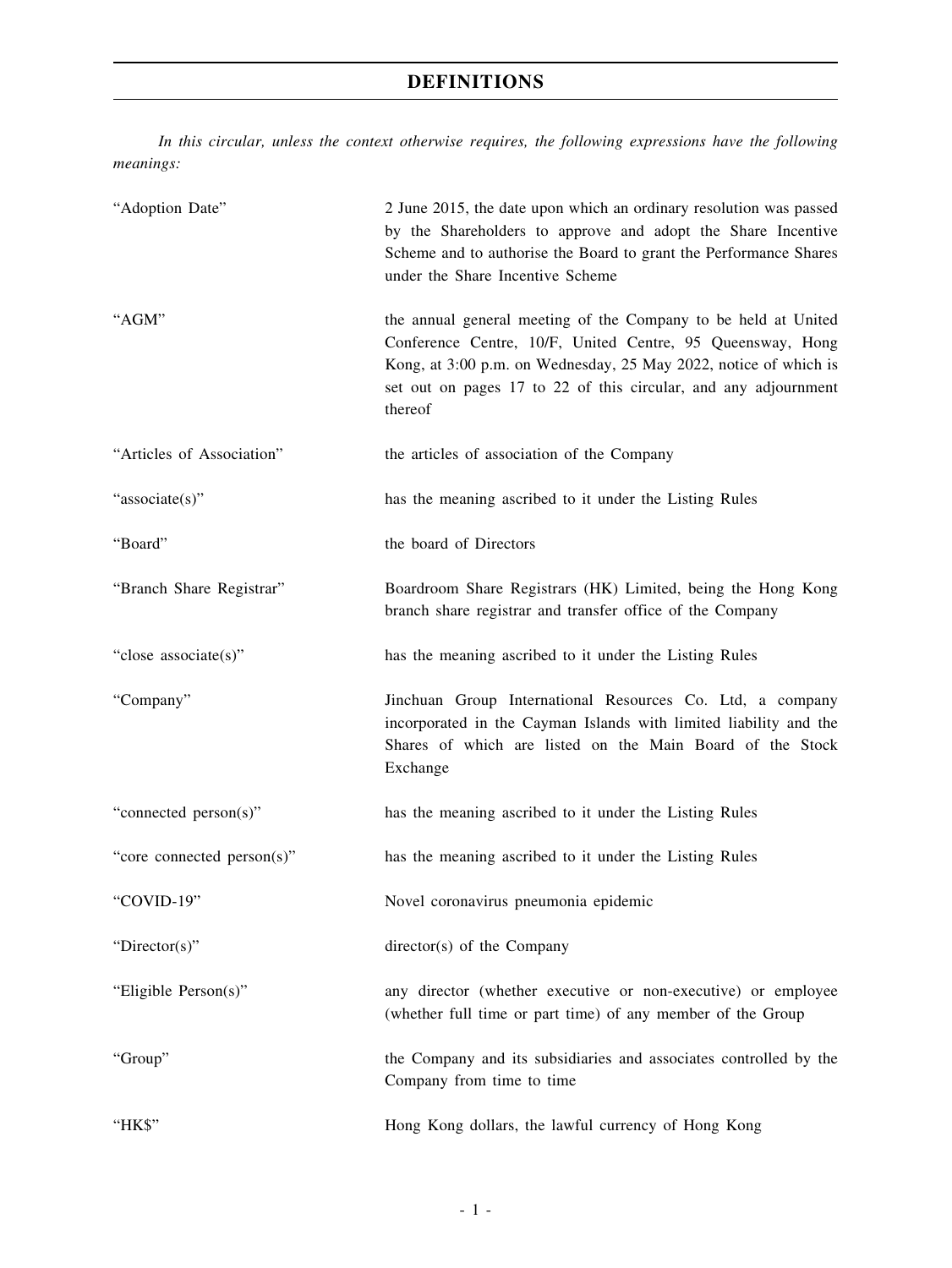# DEFINITIONS

*In this circular, unless the context otherwise requires, the following expressions have the following meanings:*

| | |
|---|---|
| "Adoption Date" | 2 June 2015, the date upon which an ordinary resolution was passed by the Shareholders to approve and adopt the Share Incentive Scheme and to authorise the Board to grant the Performance Shares under the Share Incentive Scheme |
| "AGM" | the annual general meeting of the Company to be held at United Conference Centre, 10/F, United Centre, 95 Queensway, Hong Kong, at 3:00 p.m. on Wednesday, 25 May 2022, notice of which is set out on pages 17 to 22 of this circular, and any adjournment thereof |
| "Articles of Association" | the articles of association of the Company |
| "associate(s)" | has the meaning ascribed to it under the Listing Rules |
| "Board" | the board of Directors |
| "Branch Share Registrar" | Boardroom Share Registrars (HK) Limited, being the Hong Kong branch share registrar and transfer office of the Company |
| "close associate(s)" | has the meaning ascribed to it under the Listing Rules |
| "Company" | Jinchuan Group International Resources Co. Ltd, a company incorporated in the Cayman Islands with limited liability and the Shares of which are listed on the Main Board of the Stock Exchange |
| "connected person(s)" | has the meaning ascribed to it under the Listing Rules |
| "core connected person(s)" | has the meaning ascribed to it under the Listing Rules |
| "COVID-19" | Novel coronavirus pneumonia epidemic |
| "Director(s)" | director(s) of the Company |
| "Eligible Person(s)" | any director (whether executive or non-executive) or employee (whether full time or part time) of any member of the Group |
| "Group" | the Company and its subsidiaries and associates controlled by the Company from time to time |
| "HK$" | Hong Kong dollars, the lawful currency of Hong Kong |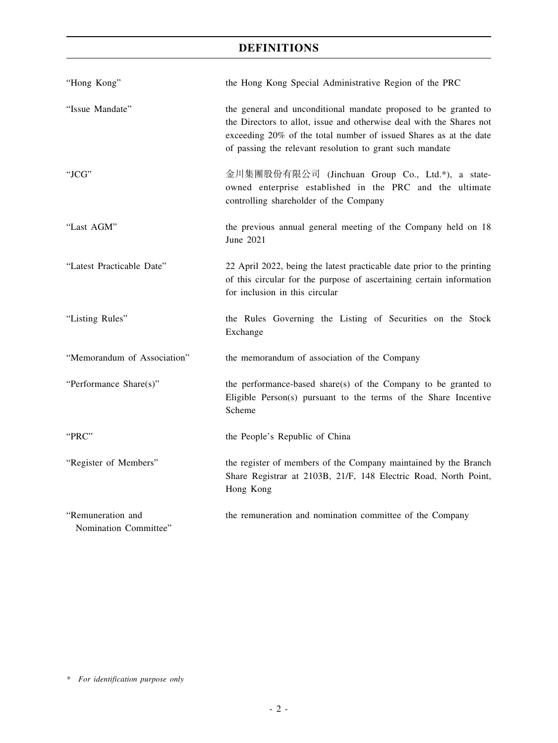# DEFINITIONS

| | |
|---|---|
| "Hong Kong" | the Hong Kong Special Administrative Region of the PRC |
| "Issue Mandate" | the general and unconditional mandate proposed to be granted to the Directors to allot, issue and otherwise deal with the Shares not exceeding 20% of the total number of issued Shares as at the date of passing the relevant resolution to grant such mandate |
| "JCG" | 金川集團股份有限公司 (Jinchuan Group Co., Ltd.*), a state-owned enterprise established in the PRC and the ultimate controlling shareholder of the Company |
| "Last AGM" | the previous annual general meeting of the Company held on 18 June 2021 |
| "Latest Practicable Date" | 22 April 2022, being the latest practicable date prior to the printing of this circular for the purpose of ascertaining certain information for inclusion in this circular |
| "Listing Rules" | the Rules Governing the Listing of Securities on the Stock Exchange |
| "Memorandum of Association" | the memorandum of association of the Company |
| "Performance Share(s)" | the performance-based share(s) of the Company to be granted to Eligible Person(s) pursuant to the terms of the Share Incentive Scheme |
| "PRC" | the People's Republic of China |
| "Register of Members" | the register of members of the Company maintained by the Branch Share Registrar at 2103B, 21/F, 148 Electric Road, North Point, Hong Kong |
| "Remuneration and Nomination Committee" | the remuneration and nomination committee of the Company |

\* *For identification purpose only*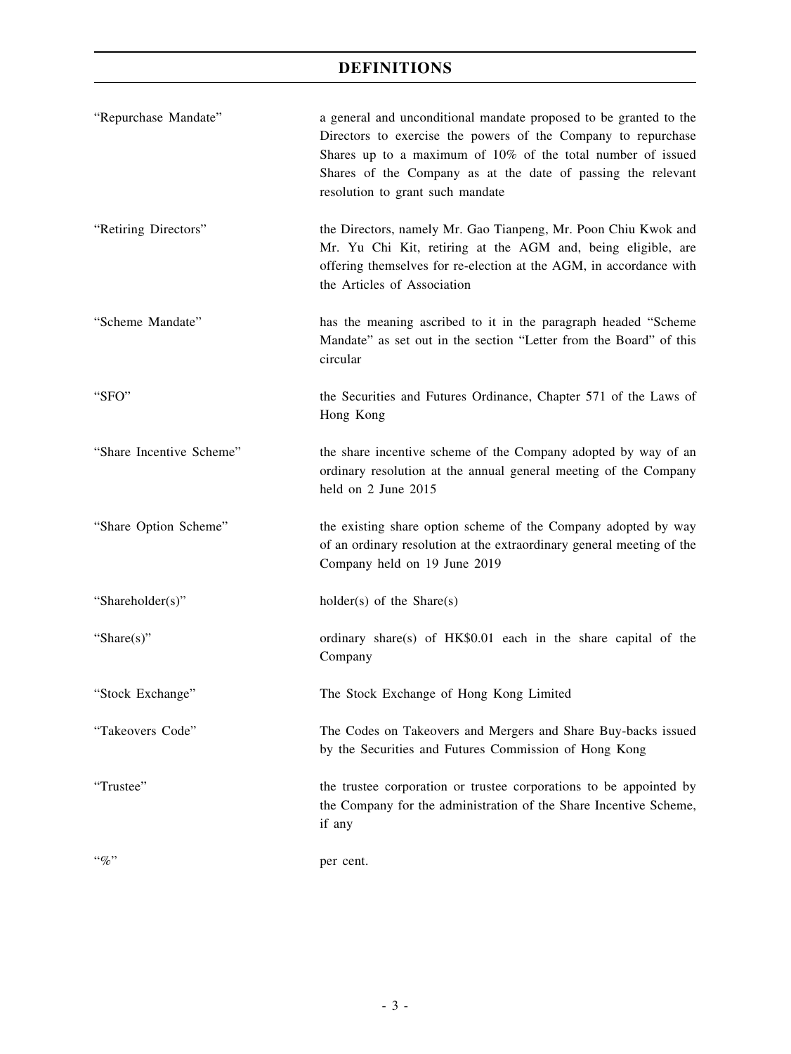# DEFINITIONS

| | |
|---|---|
| "Repurchase Mandate" | a general and unconditional mandate proposed to be granted to the Directors to exercise the powers of the Company to repurchase Shares up to a maximum of 10% of the total number of issued Shares of the Company as at the date of passing the relevant resolution to grant such mandate |
| "Retiring Directors" | the Directors, namely Mr. Gao Tianpeng, Mr. Poon Chiu Kwok and Mr. Yu Chi Kit, retiring at the AGM and, being eligible, are offering themselves for re-election at the AGM, in accordance with the Articles of Association |
| "Scheme Mandate" | has the meaning ascribed to it in the paragraph headed "Scheme Mandate" as set out in the section "Letter from the Board" of this circular |
| "SFO" | the Securities and Futures Ordinance, Chapter 571 of the Laws of Hong Kong |
| "Share Incentive Scheme" | the share incentive scheme of the Company adopted by way of an ordinary resolution at the annual general meeting of the Company held on 2 June 2015 |
| "Share Option Scheme" | the existing share option scheme of the Company adopted by way of an ordinary resolution at the extraordinary general meeting of the Company held on 19 June 2019 |
| "Shareholder(s)" | holder(s) of the Share(s) |
| "Share(s)" | ordinary share(s) of HK$0.01 each in the share capital of the Company |
| "Stock Exchange" | The Stock Exchange of Hong Kong Limited |
| "Takeovers Code" | The Codes on Takeovers and Mergers and Share Buy-backs issued by the Securities and Futures Commission of Hong Kong |
| "Trustee" | the trustee corporation or trustee corporations to be appointed by the Company for the administration of the Share Incentive Scheme, if any |
| "%" | per cent. |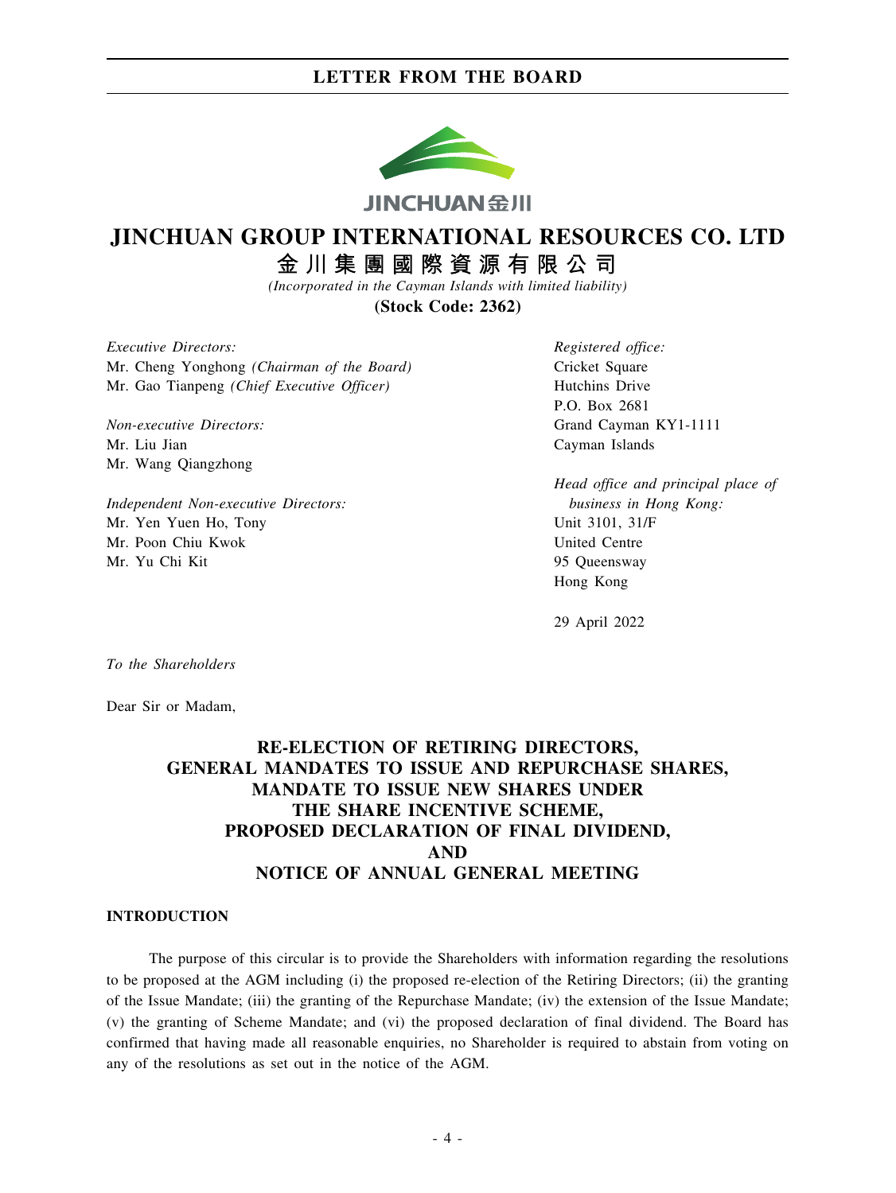# JINCHUAN GROUP INTERNATIONAL RESOURCES CO. LTD

# 金川集團國際資源有限公司

*(Incorporated in the Cayman Islands with limited liability)*

**(Stock Code: 2362)**

*Executive Directors:*
Mr. Cheng Yonghong *(Chairman of the Board)*
Mr. Gao Tianpeng *(Chief Executive Officer)*

*Non-executive Directors:*
Mr. Liu Jian
Mr. Wang Qiangzhong

*Independent Non-executive Directors:*
Mr. Yen Yuen Ho, Tony
Mr. Poon Chiu Kwok
Mr. Yu Chi Kit

*Registered office:*
Cricket Square
Hutchins Drive
P.O. Box 2681
Grand Cayman KY1-1111
Cayman Islands

*Head office and principal place of business in Hong Kong:*
Unit 3101, 31/F
United Centre
95 Queensway
Hong Kong

29 April 2022

*To the Shareholders*

Dear Sir or Madam,

## RE-ELECTION OF RETIRING DIRECTORS, GENERAL MANDATES TO ISSUE AND REPURCHASE SHARES, MANDATE TO ISSUE NEW SHARES UNDER THE SHARE INCENTIVE SCHEME, PROPOSED DECLARATION OF FINAL DIVIDEND, AND NOTICE OF ANNUAL GENERAL MEETING

### INTRODUCTION

The purpose of this circular is to provide the Shareholders with information regarding the resolutions to be proposed at the AGM including (i) the proposed re-election of the Retiring Directors; (ii) the granting of the Issue Mandate; (iii) the granting of the Repurchase Mandate; (iv) the extension of the Issue Mandate; (v) the granting of Scheme Mandate; and (vi) the proposed declaration of final dividend. The Board has confirmed that having made all reasonable enquiries, no Shareholder is required to abstain from voting on any of the resolutions as set out in the notice of the AGM.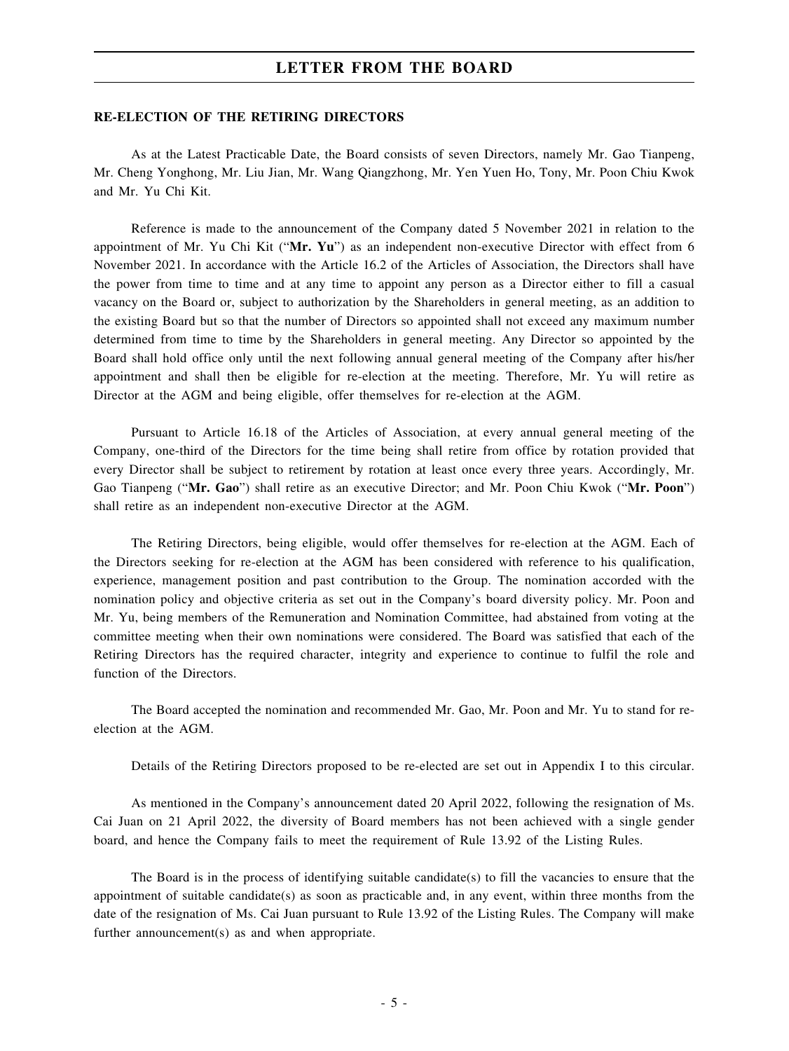**RE-ELECTION OF THE RETIRING DIRECTORS**

As at the Latest Practicable Date, the Board consists of seven Directors, namely Mr. Gao Tianpeng, Mr. Cheng Yonghong, Mr. Liu Jian, Mr. Wang Qiangzhong, Mr. Yen Yuen Ho, Tony, Mr. Poon Chiu Kwok and Mr. Yu Chi Kit.

Reference is made to the announcement of the Company dated 5 November 2021 in relation to the appointment of Mr. Yu Chi Kit ("**Mr. Yu**") as an independent non-executive Director with effect from 6 November 2021. In accordance with the Article 16.2 of the Articles of Association, the Directors shall have the power from time to time and at any time to appoint any person as a Director either to fill a casual vacancy on the Board or, subject to authorization by the Shareholders in general meeting, as an addition to the existing Board but so that the number of Directors so appointed shall not exceed any maximum number determined from time to time by the Shareholders in general meeting. Any Director so appointed by the Board shall hold office only until the next following annual general meeting of the Company after his/her appointment and shall then be eligible for re-election at the meeting. Therefore, Mr. Yu will retire as Director at the AGM and being eligible, offer themselves for re-election at the AGM.

Pursuant to Article 16.18 of the Articles of Association, at every annual general meeting of the Company, one-third of the Directors for the time being shall retire from office by rotation provided that every Director shall be subject to retirement by rotation at least once every three years. Accordingly, Mr. Gao Tianpeng ("**Mr. Gao**") shall retire as an executive Director; and Mr. Poon Chiu Kwok ("**Mr. Poon**") shall retire as an independent non-executive Director at the AGM.

The Retiring Directors, being eligible, would offer themselves for re-election at the AGM. Each of the Directors seeking for re-election at the AGM has been considered with reference to his qualification, experience, management position and past contribution to the Group. The nomination accorded with the nomination policy and objective criteria as set out in the Company's board diversity policy. Mr. Poon and Mr. Yu, being members of the Remuneration and Nomination Committee, had abstained from voting at the committee meeting when their own nominations were considered. The Board was satisfied that each of the Retiring Directors has the required character, integrity and experience to continue to fulfil the role and function of the Directors.

The Board accepted the nomination and recommended Mr. Gao, Mr. Poon and Mr. Yu to stand for re-election at the AGM.

Details of the Retiring Directors proposed to be re-elected are set out in Appendix I to this circular.

As mentioned in the Company's announcement dated 20 April 2022, following the resignation of Ms. Cai Juan on 21 April 2022, the diversity of Board members has not been achieved with a single gender board, and hence the Company fails to meet the requirement of Rule 13.92 of the Listing Rules.

The Board is in the process of identifying suitable candidate(s) to fill the vacancies to ensure that the appointment of suitable candidate(s) as soon as practicable and, in any event, within three months from the date of the resignation of Ms. Cai Juan pursuant to Rule 13.92 of the Listing Rules. The Company will make further announcement(s) as and when appropriate.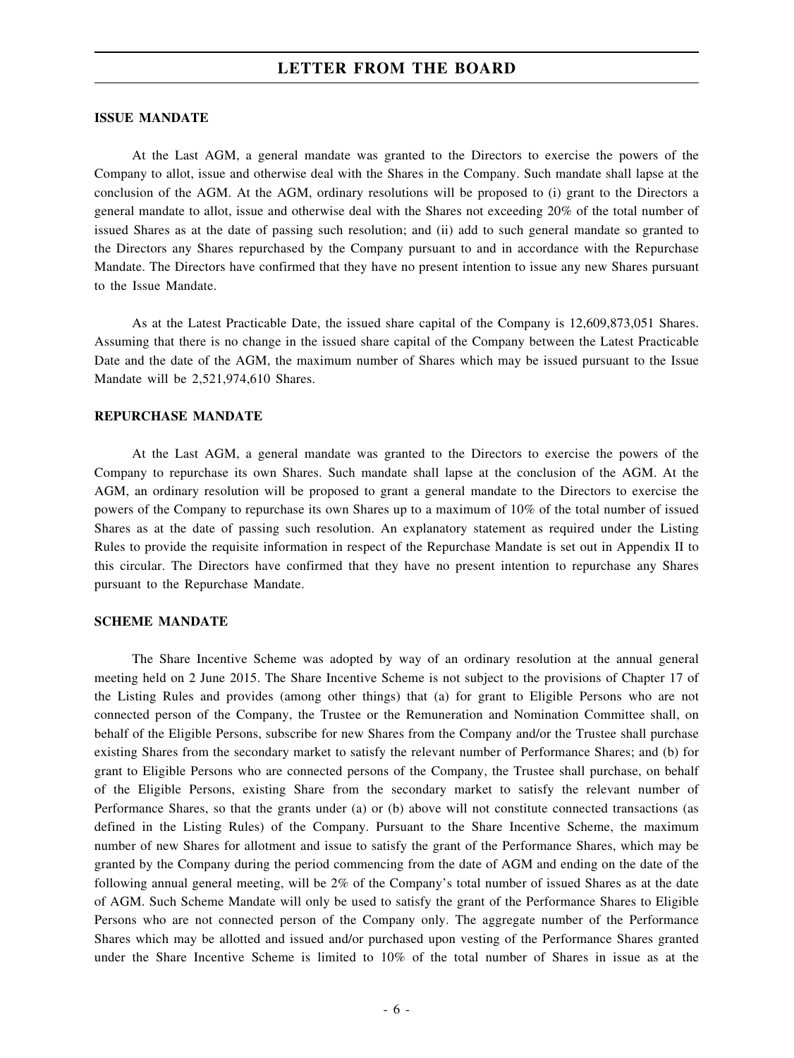**ISSUE MANDATE**

At the Last AGM, a general mandate was granted to the Directors to exercise the powers of the Company to allot, issue and otherwise deal with the Shares in the Company. Such mandate shall lapse at the conclusion of the AGM. At the AGM, ordinary resolutions will be proposed to (i) grant to the Directors a general mandate to allot, issue and otherwise deal with the Shares not exceeding 20% of the total number of issued Shares as at the date of passing such resolution; and (ii) add to such general mandate so granted to the Directors any Shares repurchased by the Company pursuant to and in accordance with the Repurchase Mandate. The Directors have confirmed that they have no present intention to issue any new Shares pursuant to the Issue Mandate.

As at the Latest Practicable Date, the issued share capital of the Company is 12,609,873,051 Shares. Assuming that there is no change in the issued share capital of the Company between the Latest Practicable Date and the date of the AGM, the maximum number of Shares which may be issued pursuant to the Issue Mandate will be 2,521,974,610 Shares.

**REPURCHASE MANDATE**

At the Last AGM, a general mandate was granted to the Directors to exercise the powers of the Company to repurchase its own Shares. Such mandate shall lapse at the conclusion of the AGM. At the AGM, an ordinary resolution will be proposed to grant a general mandate to the Directors to exercise the powers of the Company to repurchase its own Shares up to a maximum of 10% of the total number of issued Shares as at the date of passing such resolution. An explanatory statement as required under the Listing Rules to provide the requisite information in respect of the Repurchase Mandate is set out in Appendix II to this circular. The Directors have confirmed that they have no present intention to repurchase any Shares pursuant to the Repurchase Mandate.

**SCHEME MANDATE**

The Share Incentive Scheme was adopted by way of an ordinary resolution at the annual general meeting held on 2 June 2015. The Share Incentive Scheme is not subject to the provisions of Chapter 17 of the Listing Rules and provides (among other things) that (a) for grant to Eligible Persons who are not connected person of the Company, the Trustee or the Remuneration and Nomination Committee shall, on behalf of the Eligible Persons, subscribe for new Shares from the Company and/or the Trustee shall purchase existing Shares from the secondary market to satisfy the relevant number of Performance Shares; and (b) for grant to Eligible Persons who are connected persons of the Company, the Trustee shall purchase, on behalf of the Eligible Persons, existing Share from the secondary market to satisfy the relevant number of Performance Shares, so that the grants under (a) or (b) above will not constitute connected transactions (as defined in the Listing Rules) of the Company. Pursuant to the Share Incentive Scheme, the maximum number of new Shares for allotment and issue to satisfy the grant of the Performance Shares, which may be granted by the Company during the period commencing from the date of AGM and ending on the date of the following annual general meeting, will be 2% of the Company's total number of issued Shares as at the date of AGM. Such Scheme Mandate will only be used to satisfy the grant of the Performance Shares to Eligible Persons who are not connected person of the Company only. The aggregate number of the Performance Shares which may be allotted and issued and/or purchased upon vesting of the Performance Shares granted under the Share Incentive Scheme is limited to 10% of the total number of Shares in issue as at the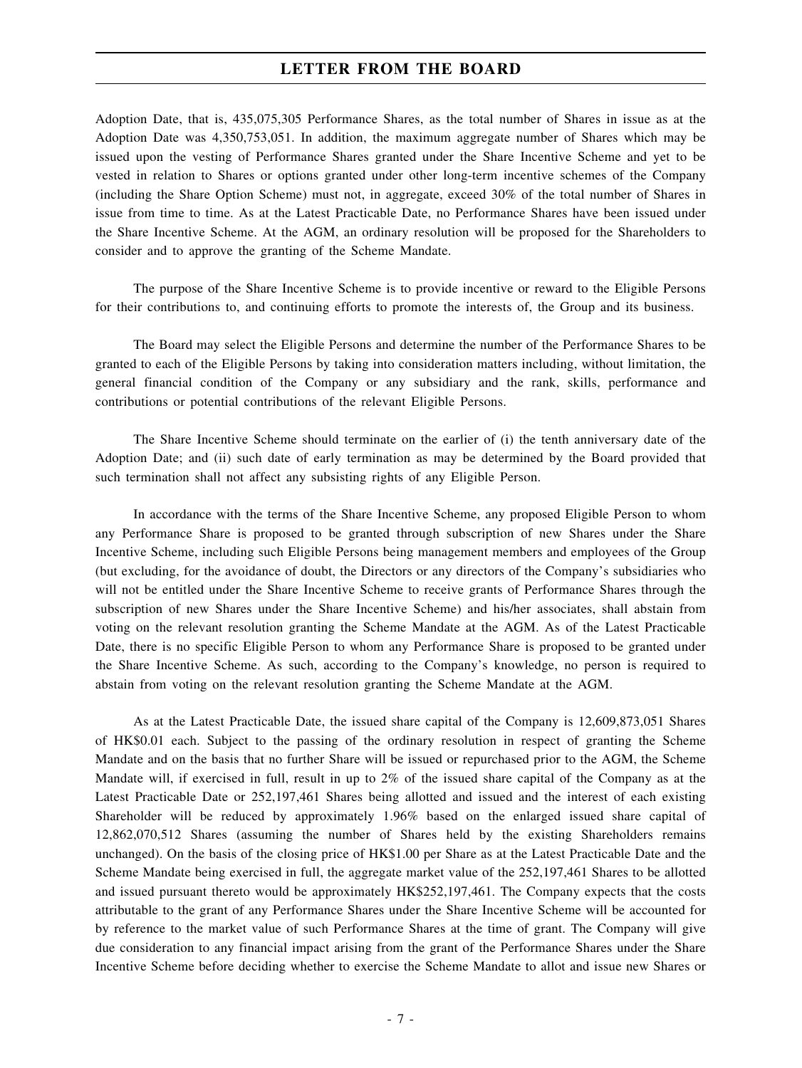Adoption Date, that is, 435,075,305 Performance Shares, as the total number of Shares in issue as at the Adoption Date was 4,350,753,051. In addition, the maximum aggregate number of Shares which may be issued upon the vesting of Performance Shares granted under the Share Incentive Scheme and yet to be vested in relation to Shares or options granted under other long-term incentive schemes of the Company (including the Share Option Scheme) must not, in aggregate, exceed 30% of the total number of Shares in issue from time to time. As at the Latest Practicable Date, no Performance Shares have been issued under the Share Incentive Scheme. At the AGM, an ordinary resolution will be proposed for the Shareholders to consider and to approve the granting of the Scheme Mandate.

The purpose of the Share Incentive Scheme is to provide incentive or reward to the Eligible Persons for their contributions to, and continuing efforts to promote the interests of, the Group and its business.

The Board may select the Eligible Persons and determine the number of the Performance Shares to be granted to each of the Eligible Persons by taking into consideration matters including, without limitation, the general financial condition of the Company or any subsidiary and the rank, skills, performance and contributions or potential contributions of the relevant Eligible Persons.

The Share Incentive Scheme should terminate on the earlier of (i) the tenth anniversary date of the Adoption Date; and (ii) such date of early termination as may be determined by the Board provided that such termination shall not affect any subsisting rights of any Eligible Person.

In accordance with the terms of the Share Incentive Scheme, any proposed Eligible Person to whom any Performance Share is proposed to be granted through subscription of new Shares under the Share Incentive Scheme, including such Eligible Persons being management members and employees of the Group (but excluding, for the avoidance of doubt, the Directors or any directors of the Company's subsidiaries who will not be entitled under the Share Incentive Scheme to receive grants of Performance Shares through the subscription of new Shares under the Share Incentive Scheme) and his/her associates, shall abstain from voting on the relevant resolution granting the Scheme Mandate at the AGM. As of the Latest Practicable Date, there is no specific Eligible Person to whom any Performance Share is proposed to be granted under the Share Incentive Scheme. As such, according to the Company's knowledge, no person is required to abstain from voting on the relevant resolution granting the Scheme Mandate at the AGM.

As at the Latest Practicable Date, the issued share capital of the Company is 12,609,873,051 Shares of HK$0.01 each. Subject to the passing of the ordinary resolution in respect of granting the Scheme Mandate and on the basis that no further Share will be issued or repurchased prior to the AGM, the Scheme Mandate will, if exercised in full, result in up to 2% of the issued share capital of the Company as at the Latest Practicable Date or 252,197,461 Shares being allotted and issued and the interest of each existing Shareholder will be reduced by approximately 1.96% based on the enlarged issued share capital of 12,862,070,512 Shares (assuming the number of Shares held by the existing Shareholders remains unchanged). On the basis of the closing price of HK$1.00 per Share as at the Latest Practicable Date and the Scheme Mandate being exercised in full, the aggregate market value of the 252,197,461 Shares to be allotted and issued pursuant thereto would be approximately HK$252,197,461. The Company expects that the costs attributable to the grant of any Performance Shares under the Share Incentive Scheme will be accounted for by reference to the market value of such Performance Shares at the time of grant. The Company will give due consideration to any financial impact arising from the grant of the Performance Shares under the Share Incentive Scheme before deciding whether to exercise the Scheme Mandate to allot and issue new Shares or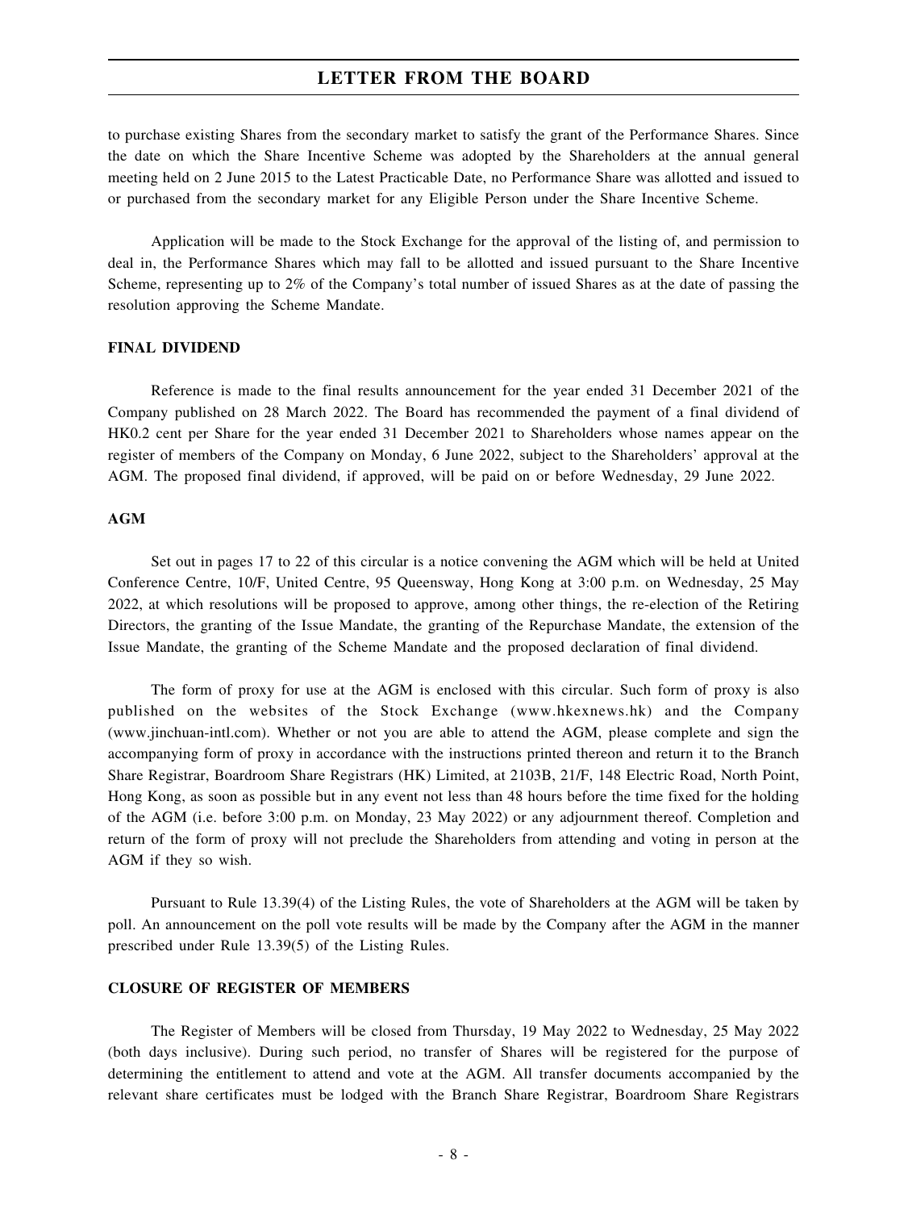to purchase existing Shares from the secondary market to satisfy the grant of the Performance Shares. Since the date on which the Share Incentive Scheme was adopted by the Shareholders at the annual general meeting held on 2 June 2015 to the Latest Practicable Date, no Performance Share was allotted and issued to or purchased from the secondary market for any Eligible Person under the Share Incentive Scheme.

Application will be made to the Stock Exchange for the approval of the listing of, and permission to deal in, the Performance Shares which may fall to be allotted and issued pursuant to the Share Incentive Scheme, representing up to 2% of the Company's total number of issued Shares as at the date of passing the resolution approving the Scheme Mandate.

**FINAL DIVIDEND**

Reference is made to the final results announcement for the year ended 31 December 2021 of the Company published on 28 March 2022. The Board has recommended the payment of a final dividend of HK0.2 cent per Share for the year ended 31 December 2021 to Shareholders whose names appear on the register of members of the Company on Monday, 6 June 2022, subject to the Shareholders' approval at the AGM. The proposed final dividend, if approved, will be paid on or before Wednesday, 29 June 2022.

**AGM**

Set out in pages 17 to 22 of this circular is a notice convening the AGM which will be held at United Conference Centre, 10/F, United Centre, 95 Queensway, Hong Kong at 3:00 p.m. on Wednesday, 25 May 2022, at which resolutions will be proposed to approve, among other things, the re-election of the Retiring Directors, the granting of the Issue Mandate, the granting of the Repurchase Mandate, the extension of the Issue Mandate, the granting of the Scheme Mandate and the proposed declaration of final dividend.

The form of proxy for use at the AGM is enclosed with this circular. Such form of proxy is also published on the websites of the Stock Exchange (www.hkexnews.hk) and the Company (www.jinchuan-intl.com). Whether or not you are able to attend the AGM, please complete and sign the accompanying form of proxy in accordance with the instructions printed thereon and return it to the Branch Share Registrar, Boardroom Share Registrars (HK) Limited, at 2103B, 21/F, 148 Electric Road, North Point, Hong Kong, as soon as possible but in any event not less than 48 hours before the time fixed for the holding of the AGM (i.e. before 3:00 p.m. on Monday, 23 May 2022) or any adjournment thereof. Completion and return of the form of proxy will not preclude the Shareholders from attending and voting in person at the AGM if they so wish.

Pursuant to Rule 13.39(4) of the Listing Rules, the vote of Shareholders at the AGM will be taken by poll. An announcement on the poll vote results will be made by the Company after the AGM in the manner prescribed under Rule 13.39(5) of the Listing Rules.

**CLOSURE OF REGISTER OF MEMBERS**

The Register of Members will be closed from Thursday, 19 May 2022 to Wednesday, 25 May 2022 (both days inclusive). During such period, no transfer of Shares will be registered for the purpose of determining the entitlement to attend and vote at the AGM. All transfer documents accompanied by the relevant share certificates must be lodged with the Branch Share Registrar, Boardroom Share Registrars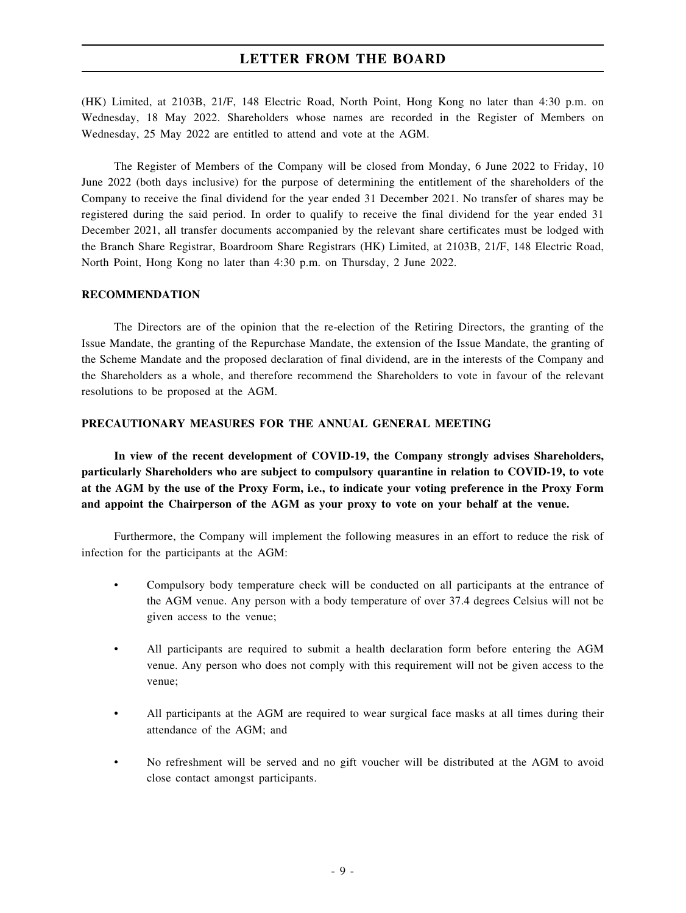(HK) Limited, at 2103B, 21/F, 148 Electric Road, North Point, Hong Kong no later than 4:30 p.m. on Wednesday, 18 May 2022. Shareholders whose names are recorded in the Register of Members on Wednesday, 25 May 2022 are entitled to attend and vote at the AGM.

The Register of Members of the Company will be closed from Monday, 6 June 2022 to Friday, 10 June 2022 (both days inclusive) for the purpose of determining the entitlement of the shareholders of the Company to receive the final dividend for the year ended 31 December 2021. No transfer of shares may be registered during the said period. In order to qualify to receive the final dividend for the year ended 31 December 2021, all transfer documents accompanied by the relevant share certificates must be lodged with the Branch Share Registrar, Boardroom Share Registrars (HK) Limited, at 2103B, 21/F, 148 Electric Road, North Point, Hong Kong no later than 4:30 p.m. on Thursday, 2 June 2022.

## RECOMMENDATION

The Directors are of the opinion that the re-election of the Retiring Directors, the granting of the Issue Mandate, the granting of the Repurchase Mandate, the extension of the Issue Mandate, the granting of the Scheme Mandate and the proposed declaration of final dividend, are in the interests of the Company and the Shareholders as a whole, and therefore recommend the Shareholders to vote in favour of the relevant resolutions to be proposed at the AGM.

## PRECAUTIONARY MEASURES FOR THE ANNUAL GENERAL MEETING

**In view of the recent development of COVID-19, the Company strongly advises Shareholders, particularly Shareholders who are subject to compulsory quarantine in relation to COVID-19, to vote at the AGM by the use of the Proxy Form, i.e., to indicate your voting preference in the Proxy Form and appoint the Chairperson of the AGM as your proxy to vote on your behalf at the venue.**

Furthermore, the Company will implement the following measures in an effort to reduce the risk of infection for the participants at the AGM:

- Compulsory body temperature check will be conducted on all participants at the entrance of the AGM venue. Any person with a body temperature of over 37.4 degrees Celsius will not be given access to the venue;
- All participants are required to submit a health declaration form before entering the AGM venue. Any person who does not comply with this requirement will not be given access to the venue;
- All participants at the AGM are required to wear surgical face masks at all times during their attendance of the AGM; and
- No refreshment will be served and no gift voucher will be distributed at the AGM to avoid close contact amongst participants.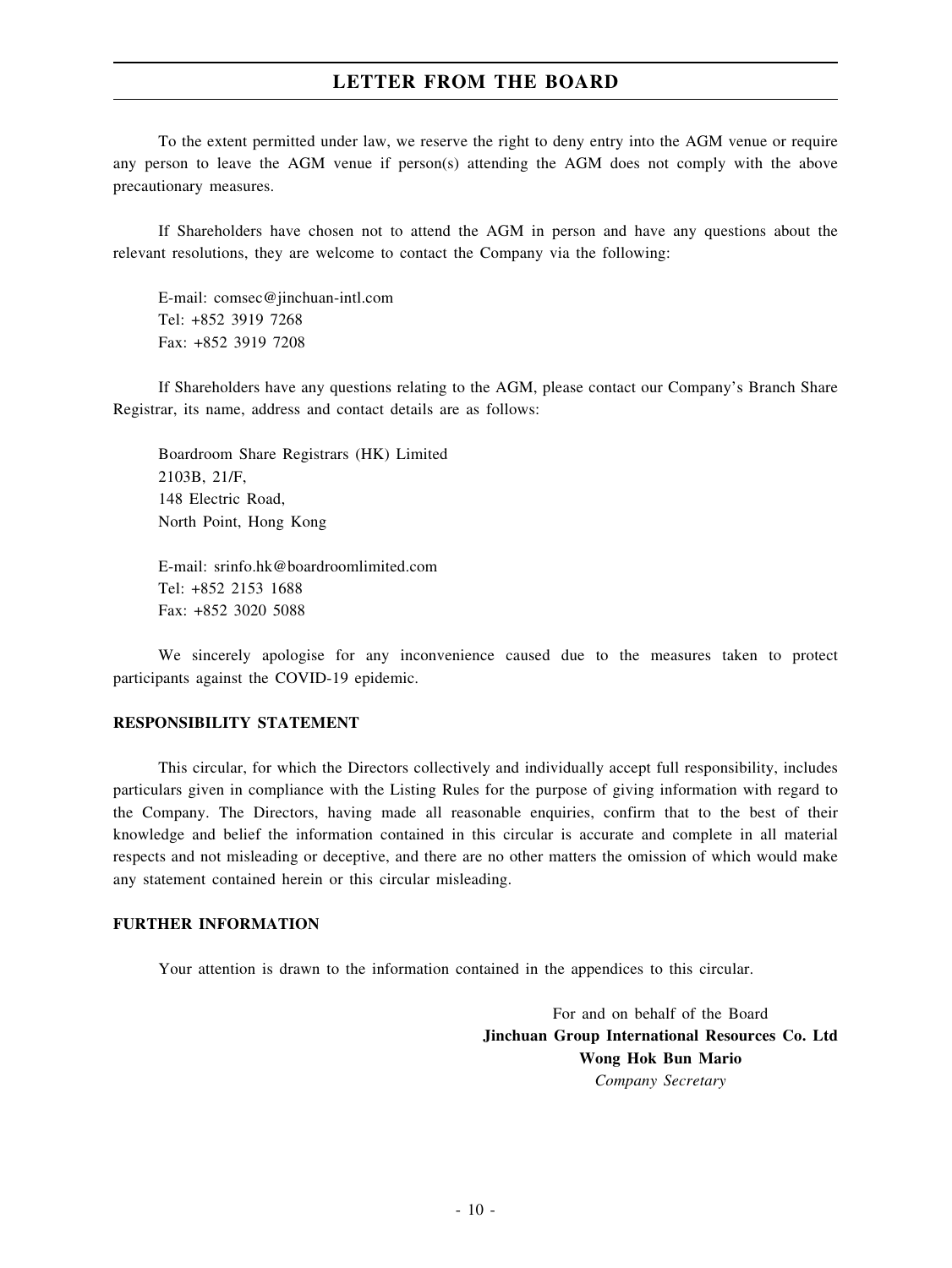To the extent permitted under law, we reserve the right to deny entry into the AGM venue or require any person to leave the AGM venue if person(s) attending the AGM does not comply with the above precautionary measures.

If Shareholders have chosen not to attend the AGM in person and have any questions about the relevant resolutions, they are welcome to contact the Company via the following:

E-mail: comsec@jinchuan-intl.com
Tel: +852 3919 7268
Fax: +852 3919 7208

If Shareholders have any questions relating to the AGM, please contact our Company's Branch Share Registrar, its name, address and contact details are as follows:

Boardroom Share Registrars (HK) Limited
2103B, 21/F,
148 Electric Road,
North Point, Hong Kong

E-mail: srinfo.hk@boardroomlimited.com
Tel: +852 2153 1688
Fax: +852 3020 5088

We sincerely apologise for any inconvenience caused due to the measures taken to protect participants against the COVID-19 epidemic.

**RESPONSIBILITY STATEMENT**

This circular, for which the Directors collectively and individually accept full responsibility, includes particulars given in compliance with the Listing Rules for the purpose of giving information with regard to the Company. The Directors, having made all reasonable enquiries, confirm that to the best of their knowledge and belief the information contained in this circular is accurate and complete in all material respects and not misleading or deceptive, and there are no other matters the omission of which would make any statement contained herein or this circular misleading.

**FURTHER INFORMATION**

Your attention is drawn to the information contained in the appendices to this circular.

For and on behalf of the Board
**Jinchuan Group International Resources Co. Ltd**
**Wong Hok Bun Mario**
*Company Secretary*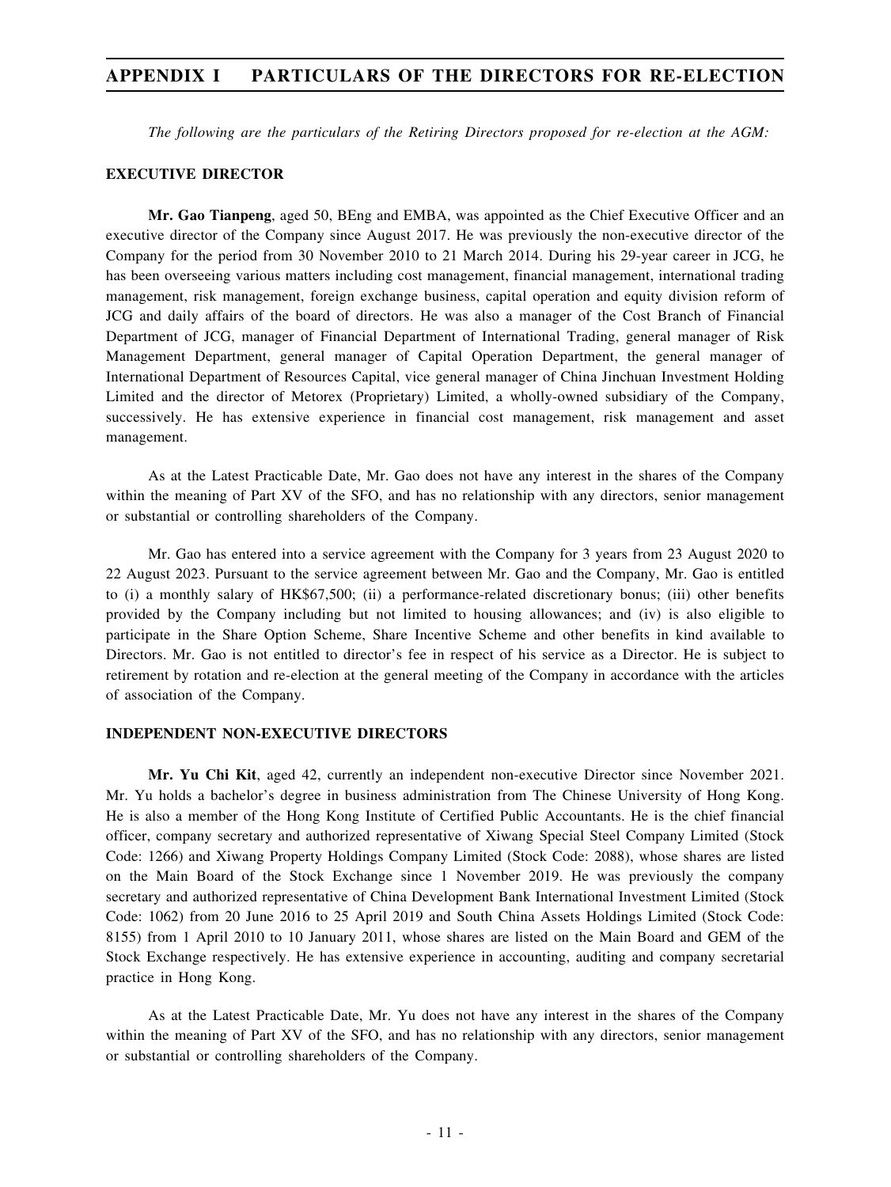# APPENDIX I PARTICULARS OF THE DIRECTORS FOR RE-ELECTION

*The following are the particulars of the Retiring Directors proposed for re-election at the AGM:*

**EXECUTIVE DIRECTOR**

**Mr. Gao Tianpeng**, aged 50, BEng and EMBA, was appointed as the Chief Executive Officer and an executive director of the Company since August 2017. He was previously the non-executive director of the Company for the period from 30 November 2010 to 21 March 2014. During his 29-year career in JCG, he has been overseeing various matters including cost management, financial management, international trading management, risk management, foreign exchange business, capital operation and equity division reform of JCG and daily affairs of the board of directors. He was also a manager of the Cost Branch of Financial Department of JCG, manager of Financial Department of International Trading, general manager of Risk Management Department, general manager of Capital Operation Department, the general manager of International Department of Resources Capital, vice general manager of China Jinchuan Investment Holding Limited and the director of Metorex (Proprietary) Limited, a wholly-owned subsidiary of the Company, successively. He has extensive experience in financial cost management, risk management and asset management.

As at the Latest Practicable Date, Mr. Gao does not have any interest in the shares of the Company within the meaning of Part XV of the SFO, and has no relationship with any directors, senior management or substantial or controlling shareholders of the Company.

Mr. Gao has entered into a service agreement with the Company for 3 years from 23 August 2020 to 22 August 2023. Pursuant to the service agreement between Mr. Gao and the Company, Mr. Gao is entitled to (i) a monthly salary of HK$67,500; (ii) a performance-related discretionary bonus; (iii) other benefits provided by the Company including but not limited to housing allowances; and (iv) is also eligible to participate in the Share Option Scheme, Share Incentive Scheme and other benefits in kind available to Directors. Mr. Gao is not entitled to director's fee in respect of his service as a Director. He is subject to retirement by rotation and re-election at the general meeting of the Company in accordance with the articles of association of the Company.

**INDEPENDENT NON-EXECUTIVE DIRECTORS**

**Mr. Yu Chi Kit**, aged 42, currently an independent non-executive Director since November 2021. Mr. Yu holds a bachelor's degree in business administration from The Chinese University of Hong Kong. He is also a member of the Hong Kong Institute of Certified Public Accountants. He is the chief financial officer, company secretary and authorized representative of Xiwang Special Steel Company Limited (Stock Code: 1266) and Xiwang Property Holdings Company Limited (Stock Code: 2088), whose shares are listed on the Main Board of the Stock Exchange since 1 November 2019. He was previously the company secretary and authorized representative of China Development Bank International Investment Limited (Stock Code: 1062) from 20 June 2016 to 25 April 2019 and South China Assets Holdings Limited (Stock Code: 8155) from 1 April 2010 to 10 January 2011, whose shares are listed on the Main Board and GEM of the Stock Exchange respectively. He has extensive experience in accounting, auditing and company secretarial practice in Hong Kong.

As at the Latest Practicable Date, Mr. Yu does not have any interest in the shares of the Company within the meaning of Part XV of the SFO, and has no relationship with any directors, senior management or substantial or controlling shareholders of the Company.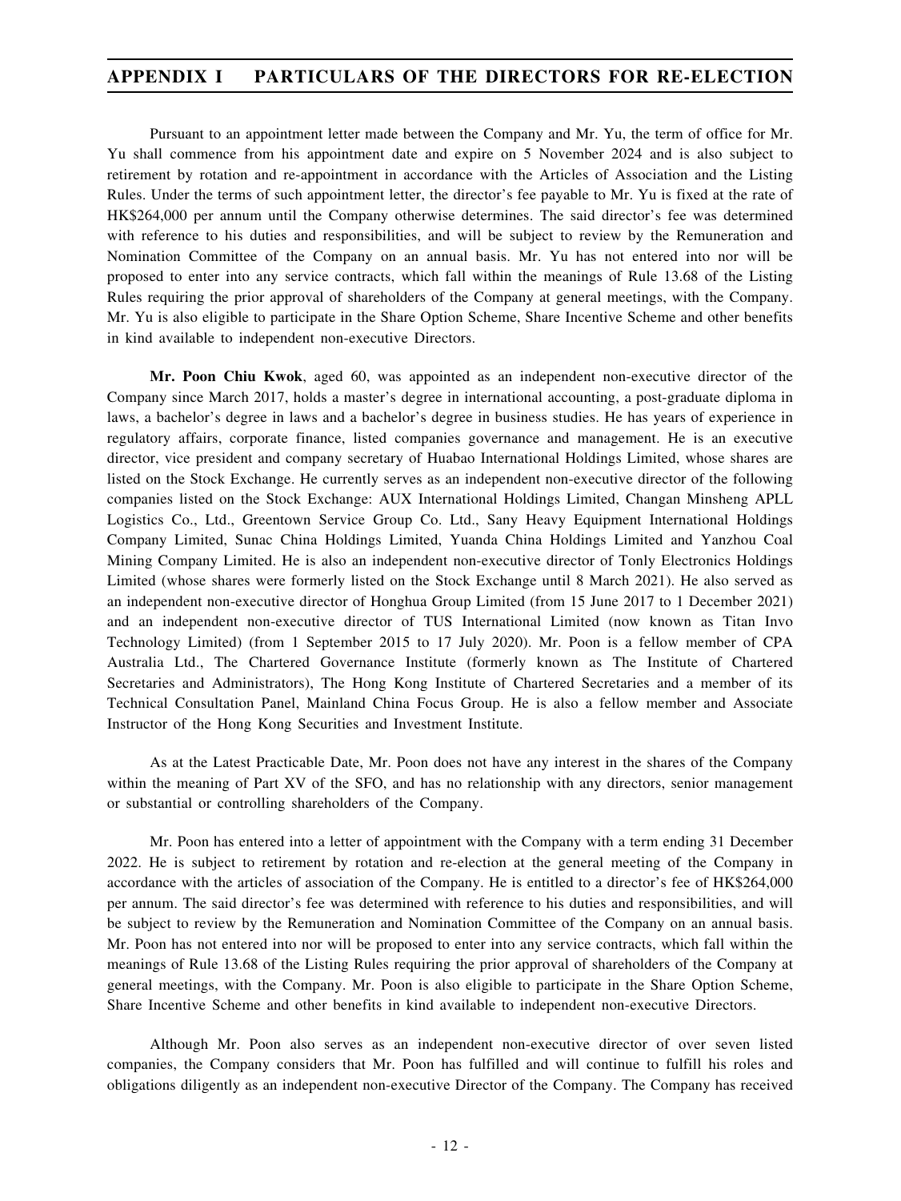Pursuant to an appointment letter made between the Company and Mr. Yu, the term of office for Mr. Yu shall commence from his appointment date and expire on 5 November 2024 and is also subject to retirement by rotation and re-appointment in accordance with the Articles of Association and the Listing Rules. Under the terms of such appointment letter, the director's fee payable to Mr. Yu is fixed at the rate of HK$264,000 per annum until the Company otherwise determines. The said director's fee was determined with reference to his duties and responsibilities, and will be subject to review by the Remuneration and Nomination Committee of the Company on an annual basis. Mr. Yu has not entered into nor will be proposed to enter into any service contracts, which fall within the meanings of Rule 13.68 of the Listing Rules requiring the prior approval of shareholders of the Company at general meetings, with the Company. Mr. Yu is also eligible to participate in the Share Option Scheme, Share Incentive Scheme and other benefits in kind available to independent non-executive Directors.

**Mr. Poon Chiu Kwok**, aged 60, was appointed as an independent non-executive director of the Company since March 2017, holds a master's degree in international accounting, a post-graduate diploma in laws, a bachelor's degree in laws and a bachelor's degree in business studies. He has years of experience in regulatory affairs, corporate finance, listed companies governance and management. He is an executive director, vice president and company secretary of Huabao International Holdings Limited, whose shares are listed on the Stock Exchange. He currently serves as an independent non-executive director of the following companies listed on the Stock Exchange: AUX International Holdings Limited, Changan Minsheng APLL Logistics Co., Ltd., Greentown Service Group Co. Ltd., Sany Heavy Equipment International Holdings Company Limited, Sunac China Holdings Limited, Yuanda China Holdings Limited and Yanzhou Coal Mining Company Limited. He is also an independent non-executive director of Tonly Electronics Holdings Limited (whose shares were formerly listed on the Stock Exchange until 8 March 2021). He also served as an independent non-executive director of Honghua Group Limited (from 15 June 2017 to 1 December 2021) and an independent non-executive director of TUS International Limited (now known as Titan Invo Technology Limited) (from 1 September 2015 to 17 July 2020). Mr. Poon is a fellow member of CPA Australia Ltd., The Chartered Governance Institute (formerly known as The Institute of Chartered Secretaries and Administrators), The Hong Kong Institute of Chartered Secretaries and a member of its Technical Consultation Panel, Mainland China Focus Group. He is also a fellow member and Associate Instructor of the Hong Kong Securities and Investment Institute.

As at the Latest Practicable Date, Mr. Poon does not have any interest in the shares of the Company within the meaning of Part XV of the SFO, and has no relationship with any directors, senior management or substantial or controlling shareholders of the Company.

Mr. Poon has entered into a letter of appointment with the Company with a term ending 31 December 2022. He is subject to retirement by rotation and re-election at the general meeting of the Company in accordance with the articles of association of the Company. He is entitled to a director's fee of HK$264,000 per annum. The said director's fee was determined with reference to his duties and responsibilities, and will be subject to review by the Remuneration and Nomination Committee of the Company on an annual basis. Mr. Poon has not entered into nor will be proposed to enter into any service contracts, which fall within the meanings of Rule 13.68 of the Listing Rules requiring the prior approval of shareholders of the Company at general meetings, with the Company. Mr. Poon is also eligible to participate in the Share Option Scheme, Share Incentive Scheme and other benefits in kind available to independent non-executive Directors.

Although Mr. Poon also serves as an independent non-executive director of over seven listed companies, the Company considers that Mr. Poon has fulfilled and will continue to fulfill his roles and obligations diligently as an independent non-executive Director of the Company. The Company has received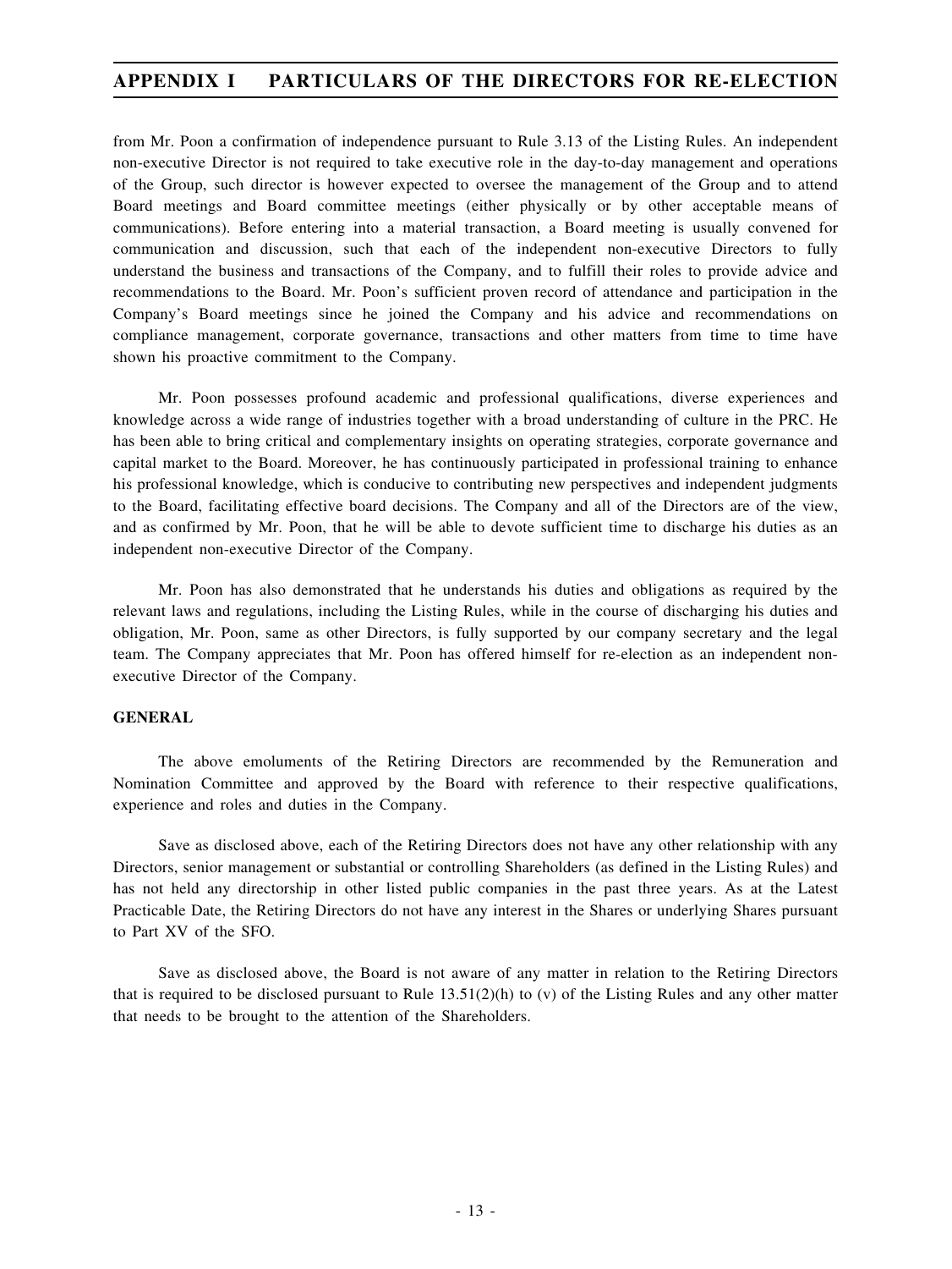from Mr. Poon a confirmation of independence pursuant to Rule 3.13 of the Listing Rules. An independent non-executive Director is not required to take executive role in the day-to-day management and operations of the Group, such director is however expected to oversee the management of the Group and to attend Board meetings and Board committee meetings (either physically or by other acceptable means of communications). Before entering into a material transaction, a Board meeting is usually convened for communication and discussion, such that each of the independent non-executive Directors to fully understand the business and transactions of the Company, and to fulfill their roles to provide advice and recommendations to the Board. Mr. Poon's sufficient proven record of attendance and participation in the Company's Board meetings since he joined the Company and his advice and recommendations on compliance management, corporate governance, transactions and other matters from time to time have shown his proactive commitment to the Company.

Mr. Poon possesses profound academic and professional qualifications, diverse experiences and knowledge across a wide range of industries together with a broad understanding of culture in the PRC. He has been able to bring critical and complementary insights on operating strategies, corporate governance and capital market to the Board. Moreover, he has continuously participated in professional training to enhance his professional knowledge, which is conducive to contributing new perspectives and independent judgments to the Board, facilitating effective board decisions. The Company and all of the Directors are of the view, and as confirmed by Mr. Poon, that he will be able to devote sufficient time to discharge his duties as an independent non-executive Director of the Company.

Mr. Poon has also demonstrated that he understands his duties and obligations as required by the relevant laws and regulations, including the Listing Rules, while in the course of discharging his duties and obligation, Mr. Poon, same as other Directors, is fully supported by our company secretary and the legal team. The Company appreciates that Mr. Poon has offered himself for re-election as an independent non-executive Director of the Company.

**GENERAL**

The above emoluments of the Retiring Directors are recommended by the Remuneration and Nomination Committee and approved by the Board with reference to their respective qualifications, experience and roles and duties in the Company.

Save as disclosed above, each of the Retiring Directors does not have any other relationship with any Directors, senior management or substantial or controlling Shareholders (as defined in the Listing Rules) and has not held any directorship in other listed public companies in the past three years. As at the Latest Practicable Date, the Retiring Directors do not have any interest in the Shares or underlying Shares pursuant to Part XV of the SFO.

Save as disclosed above, the Board is not aware of any matter in relation to the Retiring Directors that is required to be disclosed pursuant to Rule 13.51(2)(h) to (v) of the Listing Rules and any other matter that needs to be brought to the attention of the Shareholders.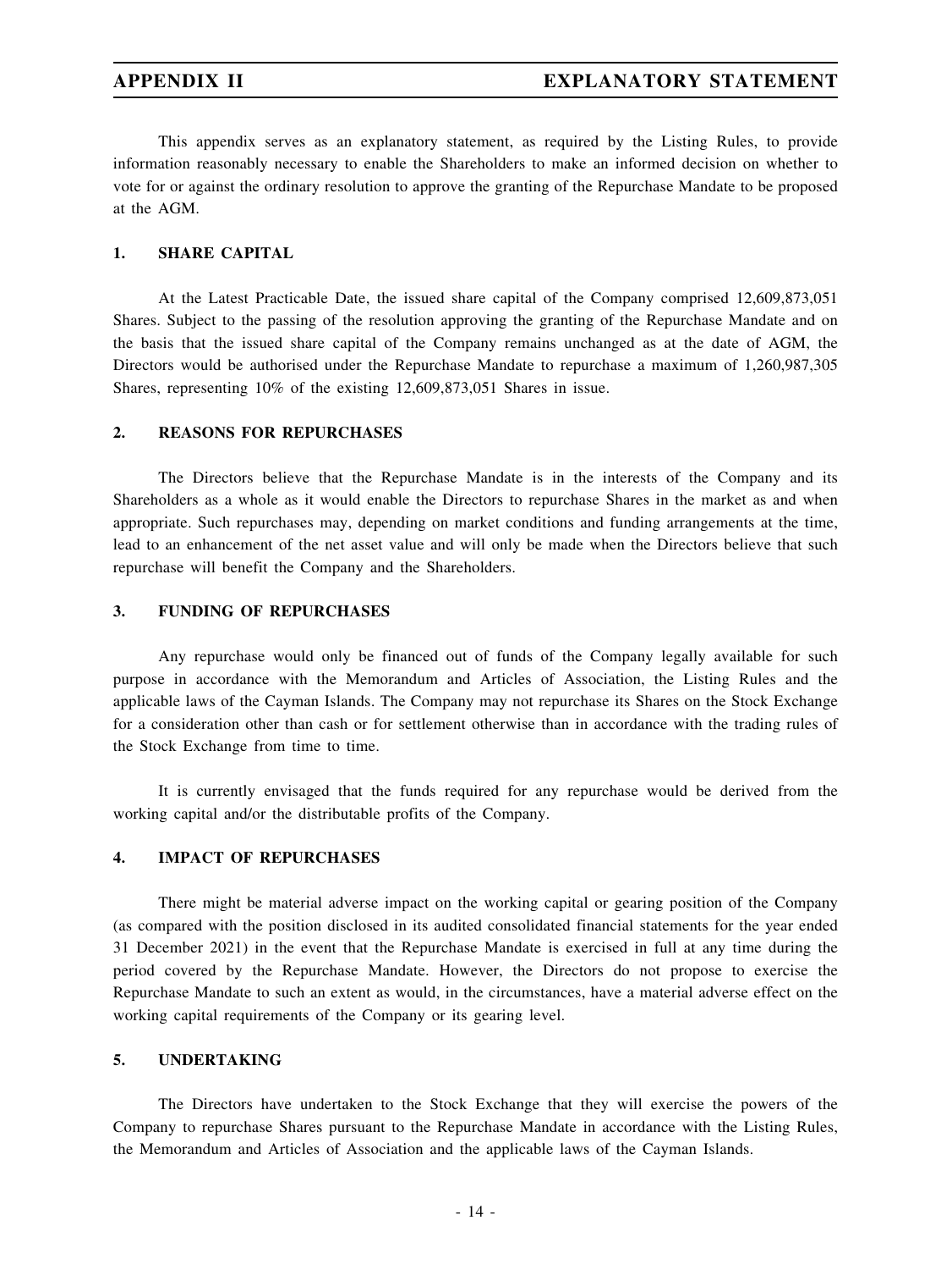# APPENDIX II — EXPLANATORY STATEMENT

This appendix serves as an explanatory statement, as required by the Listing Rules, to provide information reasonably necessary to enable the Shareholders to make an informed decision on whether to vote for or against the ordinary resolution to approve the granting of the Repurchase Mandate to be proposed at the AGM.

## 1. SHARE CAPITAL

At the Latest Practicable Date, the issued share capital of the Company comprised 12,609,873,051 Shares. Subject to the passing of the resolution approving the granting of the Repurchase Mandate and on the basis that the issued share capital of the Company remains unchanged as at the date of AGM, the Directors would be authorised under the Repurchase Mandate to repurchase a maximum of 1,260,987,305 Shares, representing 10% of the existing 12,609,873,051 Shares in issue.

## 2. REASONS FOR REPURCHASES

The Directors believe that the Repurchase Mandate is in the interests of the Company and its Shareholders as a whole as it would enable the Directors to repurchase Shares in the market as and when appropriate. Such repurchases may, depending on market conditions and funding arrangements at the time, lead to an enhancement of the net asset value and will only be made when the Directors believe that such repurchase will benefit the Company and the Shareholders.

## 3. FUNDING OF REPURCHASES

Any repurchase would only be financed out of funds of the Company legally available for such purpose in accordance with the Memorandum and Articles of Association, the Listing Rules and the applicable laws of the Cayman Islands. The Company may not repurchase its Shares on the Stock Exchange for a consideration other than cash or for settlement otherwise than in accordance with the trading rules of the Stock Exchange from time to time.

It is currently envisaged that the funds required for any repurchase would be derived from the working capital and/or the distributable profits of the Company.

## 4. IMPACT OF REPURCHASES

There might be material adverse impact on the working capital or gearing position of the Company (as compared with the position disclosed in its audited consolidated financial statements for the year ended 31 December 2021) in the event that the Repurchase Mandate is exercised in full at any time during the period covered by the Repurchase Mandate. However, the Directors do not propose to exercise the Repurchase Mandate to such an extent as would, in the circumstances, have a material adverse effect on the working capital requirements of the Company or its gearing level.

## 5. UNDERTAKING

The Directors have undertaken to the Stock Exchange that they will exercise the powers of the Company to repurchase Shares pursuant to the Repurchase Mandate in accordance with the Listing Rules, the Memorandum and Articles of Association and the applicable laws of the Cayman Islands.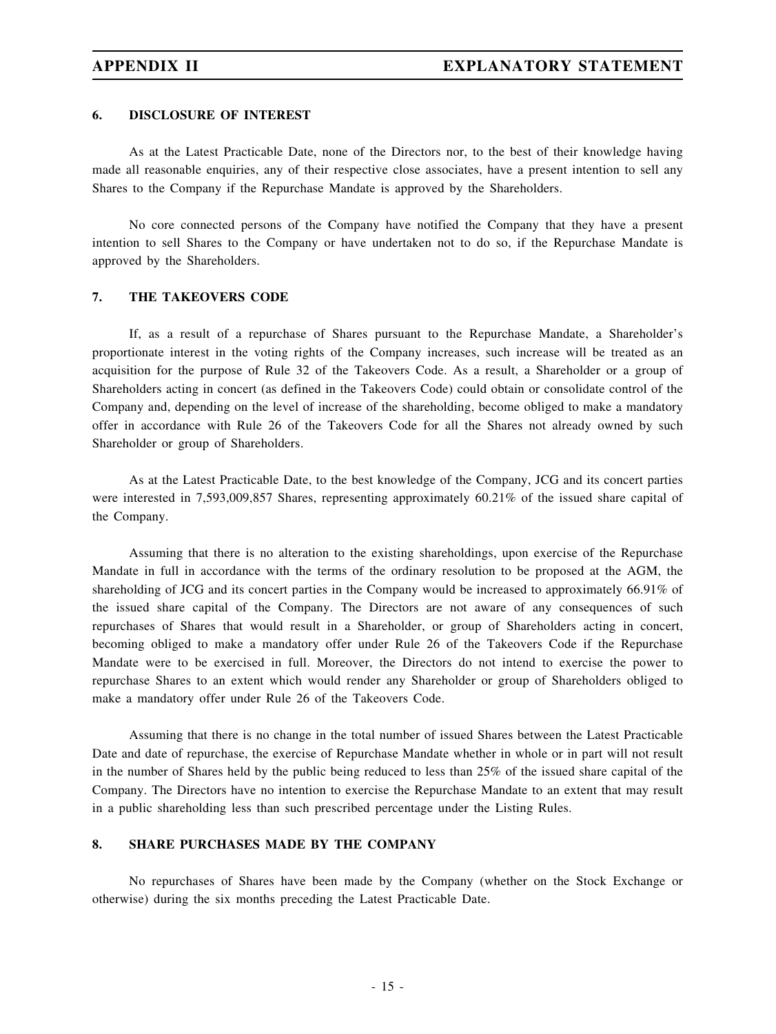## 6. DISCLOSURE OF INTEREST

As at the Latest Practicable Date, none of the Directors nor, to the best of their knowledge having made all reasonable enquiries, any of their respective close associates, have a present intention to sell any Shares to the Company if the Repurchase Mandate is approved by the Shareholders.

No core connected persons of the Company have notified the Company that they have a present intention to sell Shares to the Company or have undertaken not to do so, if the Repurchase Mandate is approved by the Shareholders.

## 7. THE TAKEOVERS CODE

If, as a result of a repurchase of Shares pursuant to the Repurchase Mandate, a Shareholder's proportionate interest in the voting rights of the Company increases, such increase will be treated as an acquisition for the purpose of Rule 32 of the Takeovers Code. As a result, a Shareholder or a group of Shareholders acting in concert (as defined in the Takeovers Code) could obtain or consolidate control of the Company and, depending on the level of increase of the shareholding, become obliged to make a mandatory offer in accordance with Rule 26 of the Takeovers Code for all the Shares not already owned by such Shareholder or group of Shareholders.

As at the Latest Practicable Date, to the best knowledge of the Company, JCG and its concert parties were interested in 7,593,009,857 Shares, representing approximately 60.21% of the issued share capital of the Company.

Assuming that there is no alteration to the existing shareholdings, upon exercise of the Repurchase Mandate in full in accordance with the terms of the ordinary resolution to be proposed at the AGM, the shareholding of JCG and its concert parties in the Company would be increased to approximately 66.91% of the issued share capital of the Company. The Directors are not aware of any consequences of such repurchases of Shares that would result in a Shareholder, or group of Shareholders acting in concert, becoming obliged to make a mandatory offer under Rule 26 of the Takeovers Code if the Repurchase Mandate were to be exercised in full. Moreover, the Directors do not intend to exercise the power to repurchase Shares to an extent which would render any Shareholder or group of Shareholders obliged to make a mandatory offer under Rule 26 of the Takeovers Code.

Assuming that there is no change in the total number of issued Shares between the Latest Practicable Date and date of repurchase, the exercise of Repurchase Mandate whether in whole or in part will not result in the number of Shares held by the public being reduced to less than 25% of the issued share capital of the Company. The Directors have no intention to exercise the Repurchase Mandate to an extent that may result in a public shareholding less than such prescribed percentage under the Listing Rules.

## 8. SHARE PURCHASES MADE BY THE COMPANY

No repurchases of Shares have been made by the Company (whether on the Stock Exchange or otherwise) during the six months preceding the Latest Practicable Date.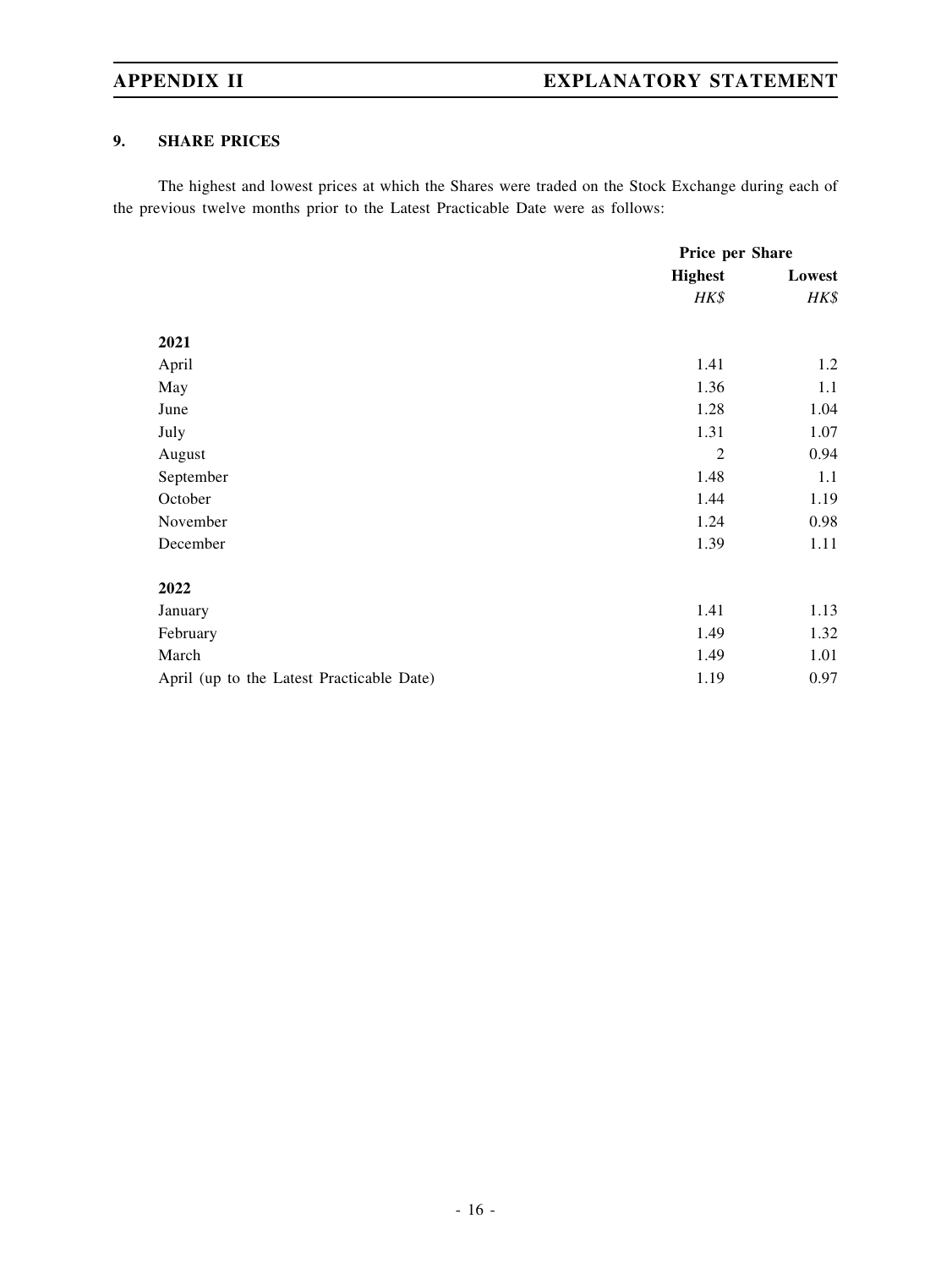## 9. SHARE PRICES

The highest and lowest prices at which the Shares were traded on the Stock Exchange during each of the previous twelve months prior to the Latest Practicable Date were as follows:

| | Price per Share | |
|---|---|---|
| | **Highest** | **Lowest** |
| | *HK$* | *HK$* |
| **2021** | | |
| April | 1.41 | 1.2 |
| May | 1.36 | 1.1 |
| June | 1.28 | 1.04 |
| July | 1.31 | 1.07 |
| August | 2 | 0.94 |
| September | 1.48 | 1.1 |
| October | 1.44 | 1.19 |
| November | 1.24 | 0.98 |
| December | 1.39 | 1.11 |
| **2022** | | |
| January | 1.41 | 1.13 |
| February | 1.49 | 1.32 |
| March | 1.49 | 1.01 |
| April (up to the Latest Practicable Date) | 1.19 | 0.97 |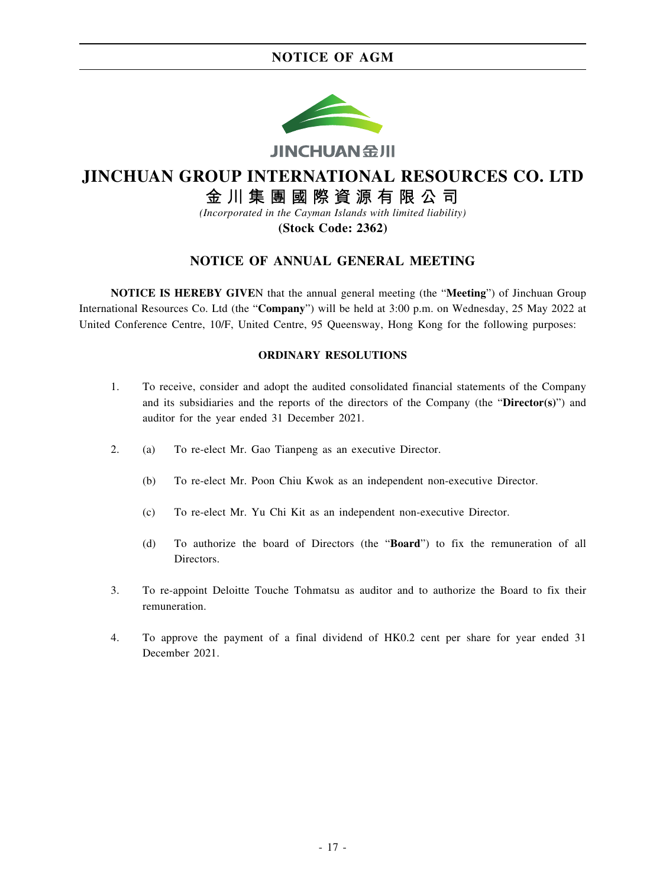# JINCHUAN GROUP INTERNATIONAL RESOURCES CO. LTD

# 金川集團國際資源有限公司

*(Incorporated in the Cayman Islands with limited liability)*

**(Stock Code: 2362)**

## NOTICE OF ANNUAL GENERAL MEETING

**NOTICE IS HEREBY GIVEN** that the annual general meeting (the "**Meeting**") of Jinchuan Group International Resources Co. Ltd (the "**Company**") will be held at 3:00 p.m. on Wednesday, 25 May 2022 at United Conference Centre, 10/F, United Centre, 95 Queensway, Hong Kong for the following purposes:

### ORDINARY RESOLUTIONS

1. To receive, consider and adopt the audited consolidated financial statements of the Company and its subsidiaries and the reports of the directors of the Company (the "**Director(s)**") and auditor for the year ended 31 December 2021.

2. (a) To re-elect Mr. Gao Tianpeng as an executive Director.

   (b) To re-elect Mr. Poon Chiu Kwok as an independent non-executive Director.

   (c) To re-elect Mr. Yu Chi Kit as an independent non-executive Director.

   (d) To authorize the board of Directors (the "**Board**") to fix the remuneration of all Directors.

3. To re-appoint Deloitte Touche Tohmatsu as auditor and to authorize the Board to fix their remuneration.

4. To approve the payment of a final dividend of HK0.2 cent per share for year ended 31 December 2021.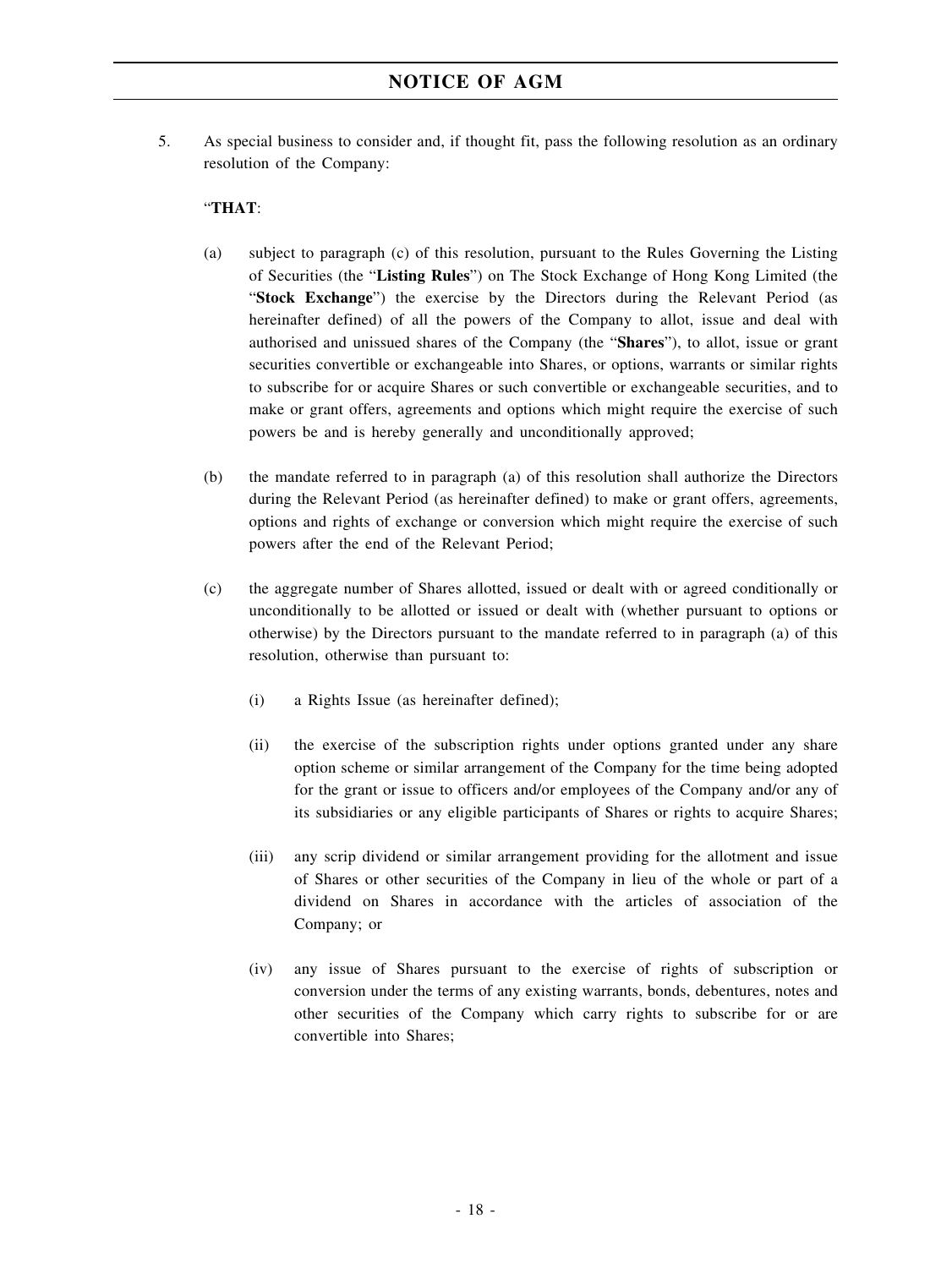5. As special business to consider and, if thought fit, pass the following resolution as an ordinary resolution of the Company:

"**THAT**:

(a) subject to paragraph (c) of this resolution, pursuant to the Rules Governing the Listing of Securities (the "**Listing Rules**") on The Stock Exchange of Hong Kong Limited (the "**Stock Exchange**") the exercise by the Directors during the Relevant Period (as hereinafter defined) of all the powers of the Company to allot, issue and deal with authorised and unissued shares of the Company (the "**Shares**"), to allot, issue or grant securities convertible or exchangeable into Shares, or options, warrants or similar rights to subscribe for or acquire Shares or such convertible or exchangeable securities, and to make or grant offers, agreements and options which might require the exercise of such powers be and is hereby generally and unconditionally approved;

(b) the mandate referred to in paragraph (a) of this resolution shall authorize the Directors during the Relevant Period (as hereinafter defined) to make or grant offers, agreements, options and rights of exchange or conversion which might require the exercise of such powers after the end of the Relevant Period;

(c) the aggregate number of Shares allotted, issued or dealt with or agreed conditionally or unconditionally to be allotted or issued or dealt with (whether pursuant to options or otherwise) by the Directors pursuant to the mandate referred to in paragraph (a) of this resolution, otherwise than pursuant to:

    (i) a Rights Issue (as hereinafter defined);

    (ii) the exercise of the subscription rights under options granted under any share option scheme or similar arrangement of the Company for the time being adopted for the grant or issue to officers and/or employees of the Company and/or any of its subsidiaries or any eligible participants of Shares or rights to acquire Shares;

    (iii) any scrip dividend or similar arrangement providing for the allotment and issue of Shares or other securities of the Company in lieu of the whole or part of a dividend on Shares in accordance with the articles of association of the Company; or

    (iv) any issue of Shares pursuant to the exercise of rights of subscription or conversion under the terms of any existing warrants, bonds, debentures, notes and other securities of the Company which carry rights to subscribe for or are convertible into Shares;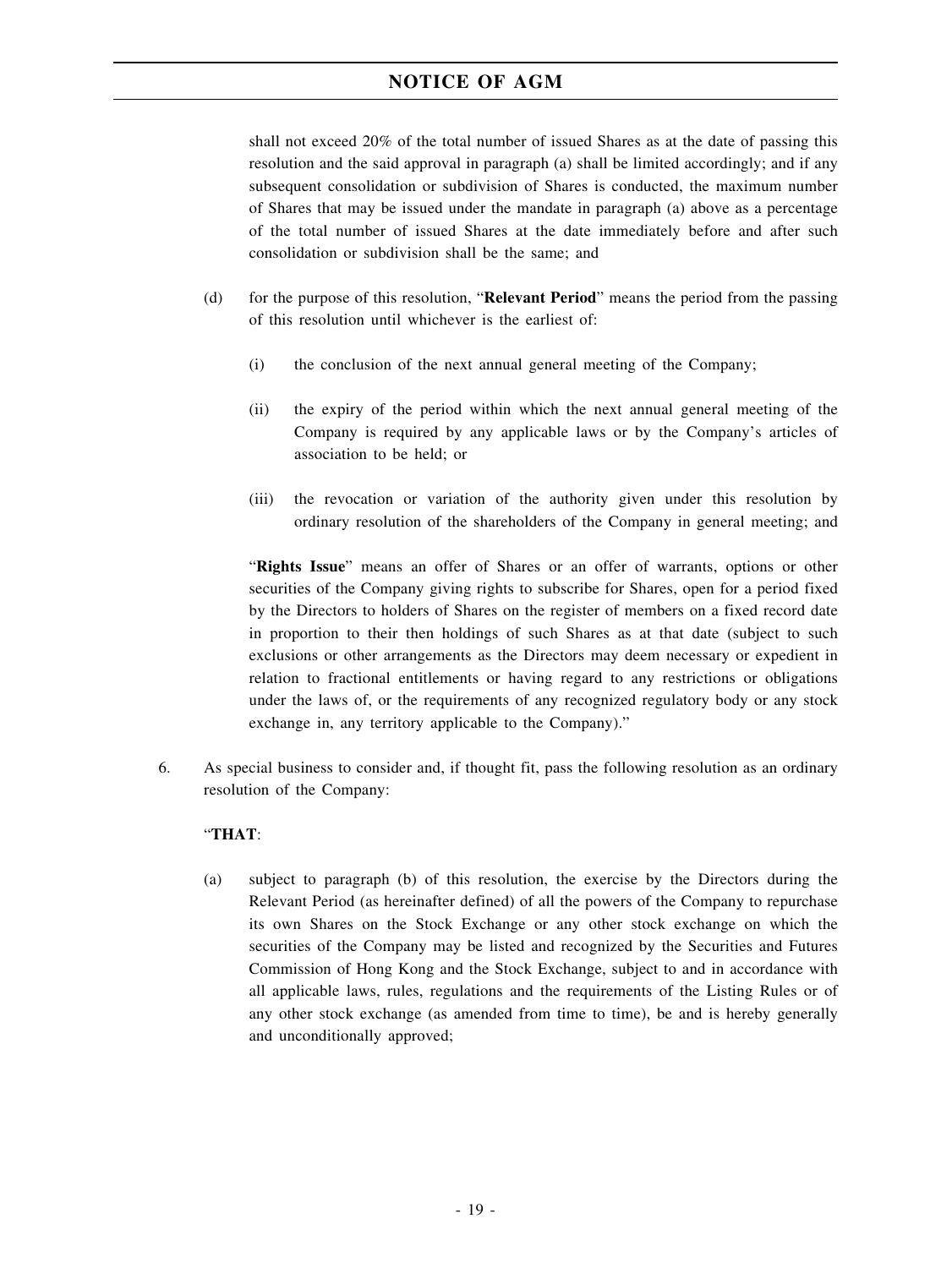shall not exceed 20% of the total number of issued Shares as at the date of passing this resolution and the said approval in paragraph (a) shall be limited accordingly; and if any subsequent consolidation or subdivision of Shares is conducted, the maximum number of Shares that may be issued under the mandate in paragraph (a) above as a percentage of the total number of issued Shares at the date immediately before and after such consolidation or subdivision shall be the same; and

(d) for the purpose of this resolution, "**Relevant Period**" means the period from the passing of this resolution until whichever is the earliest of:

(i) the conclusion of the next annual general meeting of the Company;

(ii) the expiry of the period within which the next annual general meeting of the Company is required by any applicable laws or by the Company's articles of association to be held; or

(iii) the revocation or variation of the authority given under this resolution by ordinary resolution of the shareholders of the Company in general meeting; and

"**Rights Issue**" means an offer of Shares or an offer of warrants, options or other securities of the Company giving rights to subscribe for Shares, open for a period fixed by the Directors to holders of Shares on the register of members on a fixed record date in proportion to their then holdings of such Shares as at that date (subject to such exclusions or other arrangements as the Directors may deem necessary or expedient in relation to fractional entitlements or having regard to any restrictions or obligations under the laws of, or the requirements of any recognized regulatory body or any stock exchange in, any territory applicable to the Company)."

6. As special business to consider and, if thought fit, pass the following resolution as an ordinary resolution of the Company:

"**THAT**:

(a) subject to paragraph (b) of this resolution, the exercise by the Directors during the Relevant Period (as hereinafter defined) of all the powers of the Company to repurchase its own Shares on the Stock Exchange or any other stock exchange on which the securities of the Company may be listed and recognized by the Securities and Futures Commission of Hong Kong and the Stock Exchange, subject to and in accordance with all applicable laws, rules, regulations and the requirements of the Listing Rules or of any other stock exchange (as amended from time to time), be and is hereby generally and unconditionally approved;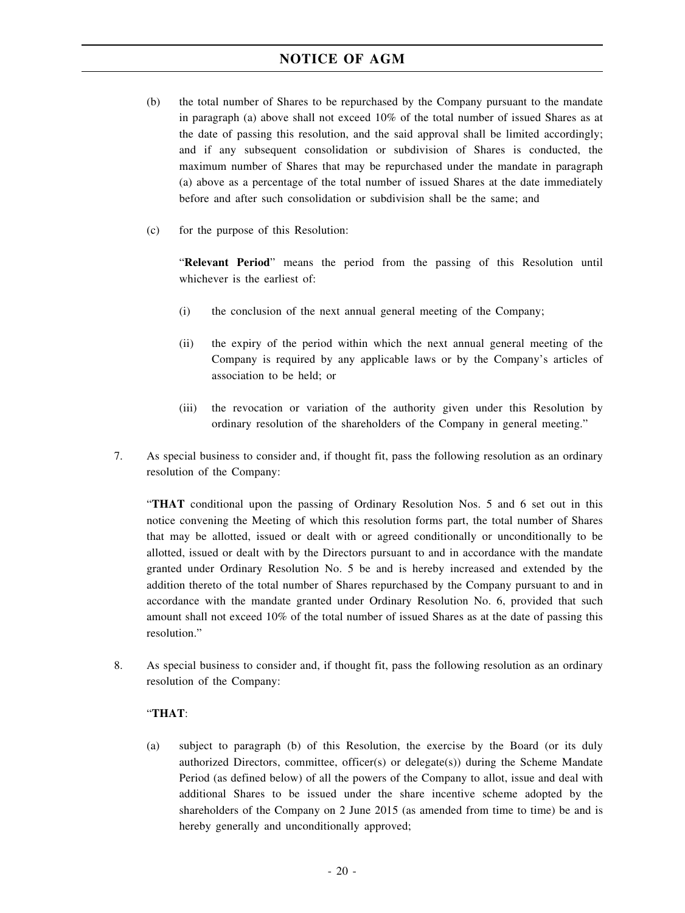(b) the total number of Shares to be repurchased by the Company pursuant to the mandate in paragraph (a) above shall not exceed 10% of the total number of issued Shares as at the date of passing this resolution, and the said approval shall be limited accordingly; and if any subsequent consolidation or subdivision of Shares is conducted, the maximum number of Shares that may be repurchased under the mandate in paragraph (a) above as a percentage of the total number of issued Shares at the date immediately before and after such consolidation or subdivision shall be the same; and

(c) for the purpose of this Resolution:

"**Relevant Period**" means the period from the passing of this Resolution until whichever is the earliest of:

(i) the conclusion of the next annual general meeting of the Company;

(ii) the expiry of the period within which the next annual general meeting of the Company is required by any applicable laws or by the Company's articles of association to be held; or

(iii) the revocation or variation of the authority given under this Resolution by ordinary resolution of the shareholders of the Company in general meeting."

7. As special business to consider and, if thought fit, pass the following resolution as an ordinary resolution of the Company:

"**THAT** conditional upon the passing of Ordinary Resolution Nos. 5 and 6 set out in this notice convening the Meeting of which this resolution forms part, the total number of Shares that may be allotted, issued or dealt with or agreed conditionally or unconditionally to be allotted, issued or dealt with by the Directors pursuant to and in accordance with the mandate granted under Ordinary Resolution No. 5 be and is hereby increased and extended by the addition thereto of the total number of Shares repurchased by the Company pursuant to and in accordance with the mandate granted under Ordinary Resolution No. 6, provided that such amount shall not exceed 10% of the total number of issued Shares as at the date of passing this resolution."

8. As special business to consider and, if thought fit, pass the following resolution as an ordinary resolution of the Company:

"**THAT**:

(a) subject to paragraph (b) of this Resolution, the exercise by the Board (or its duly authorized Directors, committee, officer(s) or delegate(s)) during the Scheme Mandate Period (as defined below) of all the powers of the Company to allot, issue and deal with additional Shares to be issued under the share incentive scheme adopted by the shareholders of the Company on 2 June 2015 (as amended from time to time) be and is hereby generally and unconditionally approved;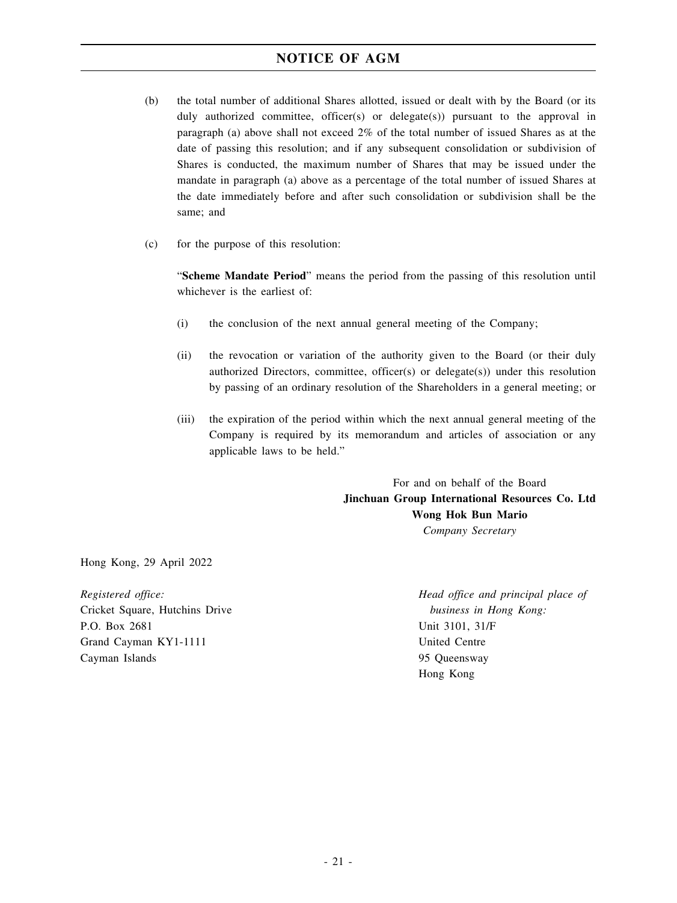(b) the total number of additional Shares allotted, issued or dealt with by the Board (or its duly authorized committee, officer(s) or delegate(s)) pursuant to the approval in paragraph (a) above shall not exceed 2% of the total number of issued Shares as at the date of passing this resolution; and if any subsequent consolidation or subdivision of Shares is conducted, the maximum number of Shares that may be issued under the mandate in paragraph (a) above as a percentage of the total number of issued Shares at the date immediately before and after such consolidation or subdivision shall be the same; and

(c) for the purpose of this resolution:

"**Scheme Mandate Period**" means the period from the passing of this resolution until whichever is the earliest of:

(i) the conclusion of the next annual general meeting of the Company;

(ii) the revocation or variation of the authority given to the Board (or their duly authorized Directors, committee, officer(s) or delegate(s)) under this resolution by passing of an ordinary resolution of the Shareholders in a general meeting; or

(iii) the expiration of the period within which the next annual general meeting of the Company is required by its memorandum and articles of association or any applicable laws to be held."

For and on behalf of the Board
**Jinchuan Group International Resources Co. Ltd**
**Wong Hok Bun Mario**
*Company Secretary*

Hong Kong, 29 April 2022

*Registered office:*
Cricket Square, Hutchins Drive
P.O. Box 2681
Grand Cayman KY1-1111
Cayman Islands

*Head office and principal place of business in Hong Kong:*
Unit 3101, 31/F
United Centre
95 Queensway
Hong Kong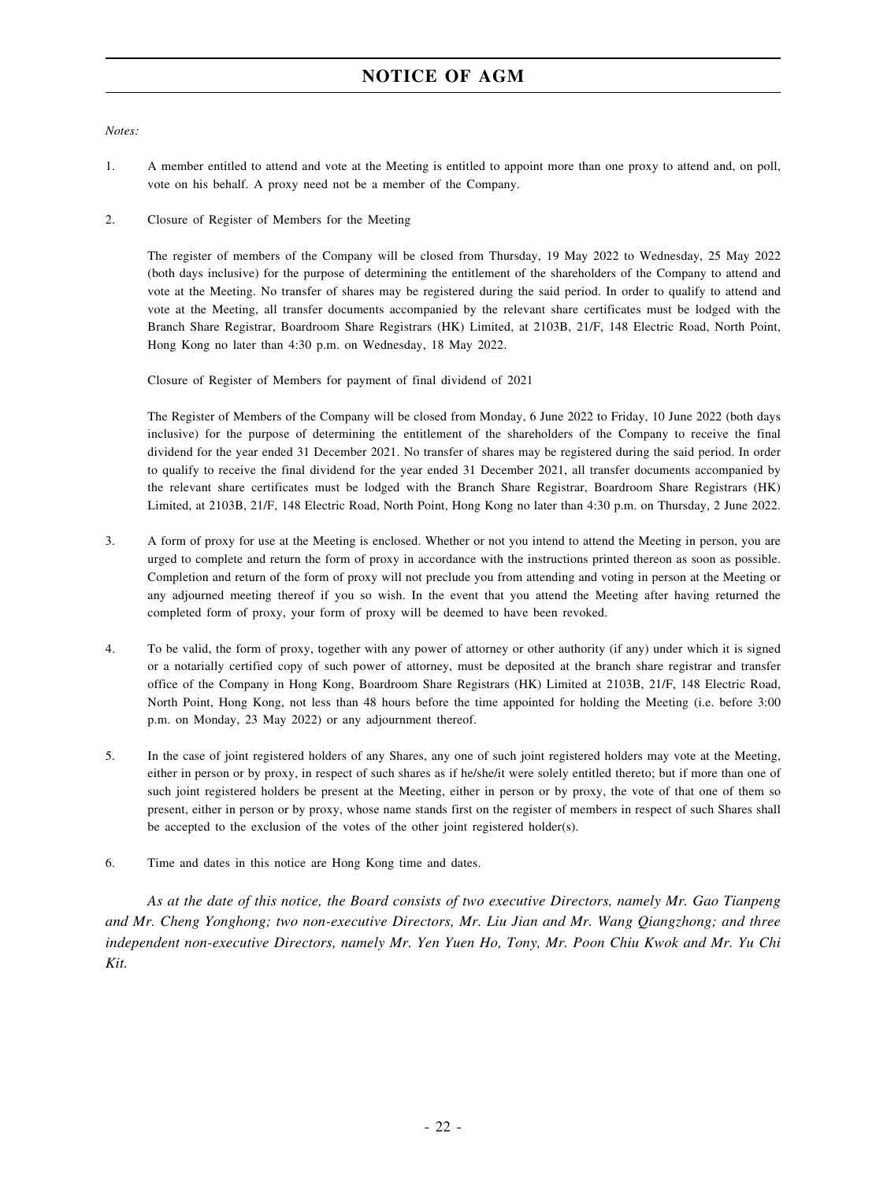# NOTICE OF AGM

*Notes:*

1. A member entitled to attend and vote at the Meeting is entitled to appoint more than one proxy to attend and, on poll, vote on his behalf. A proxy need not be a member of the Company.

2. Closure of Register of Members for the Meeting

   The register of members of the Company will be closed from Thursday, 19 May 2022 to Wednesday, 25 May 2022 (both days inclusive) for the purpose of determining the entitlement of the shareholders of the Company to attend and vote at the Meeting. No transfer of shares may be registered during the said period. In order to qualify to attend and vote at the Meeting, all transfer documents accompanied by the relevant share certificates must be lodged with the Branch Share Registrar, Boardroom Share Registrars (HK) Limited, at 2103B, 21/F, 148 Electric Road, North Point, Hong Kong no later than 4:30 p.m. on Wednesday, 18 May 2022.

   Closure of Register of Members for payment of final dividend of 2021

   The Register of Members of the Company will be closed from Monday, 6 June 2022 to Friday, 10 June 2022 (both days inclusive) for the purpose of determining the entitlement of the shareholders of the Company to receive the final dividend for the year ended 31 December 2021. No transfer of shares may be registered during the said period. In order to qualify to receive the final dividend for the year ended 31 December 2021, all transfer documents accompanied by the relevant share certificates must be lodged with the Branch Share Registrar, Boardroom Share Registrars (HK) Limited, at 2103B, 21/F, 148 Electric Road, North Point, Hong Kong no later than 4:30 p.m. on Thursday, 2 June 2022.

3. A form of proxy for use at the Meeting is enclosed. Whether or not you intend to attend the Meeting in person, you are urged to complete and return the form of proxy in accordance with the instructions printed thereon as soon as possible. Completion and return of the form of proxy will not preclude you from attending and voting in person at the Meeting or any adjourned meeting thereof if you so wish. In the event that you attend the Meeting after having returned the completed form of proxy, your form of proxy will be deemed to have been revoked.

4. To be valid, the form of proxy, together with any power of attorney or other authority (if any) under which it is signed or a notarially certified copy of such power of attorney, must be deposited at the branch share registrar and transfer office of the Company in Hong Kong, Boardroom Share Registrars (HK) Limited at 2103B, 21/F, 148 Electric Road, North Point, Hong Kong, not less than 48 hours before the time appointed for holding the Meeting (i.e. before 3:00 p.m. on Monday, 23 May 2022) or any adjournment thereof.

5. In the case of joint registered holders of any Shares, any one of such joint registered holders may vote at the Meeting, either in person or by proxy, in respect of such shares as if he/she/it were solely entitled thereto; but if more than one of such joint registered holders be present at the Meeting, either in person or by proxy, the vote of that one of them so present, either in person or by proxy, whose name stands first on the register of members in respect of such Shares shall be accepted to the exclusion of the votes of the other joint registered holder(s).

6. Time and dates in this notice are Hong Kong time and dates.

*As at the date of this notice, the Board consists of two executive Directors, namely Mr. Gao Tianpeng and Mr. Cheng Yonghong; two non-executive Directors, Mr. Liu Jian and Mr. Wang Qiangzhong; and three independent non-executive Directors, namely Mr. Yen Yuen Ho, Tony, Mr. Poon Chiu Kwok and Mr. Yu Chi Kit.*